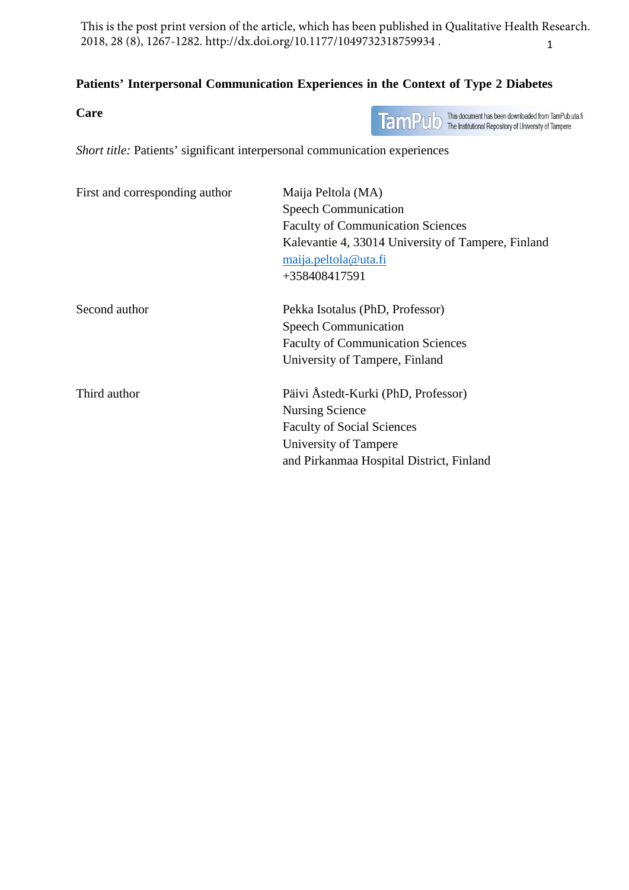This is the post print version of the article, which has been published in Qualitative Health Research. 2018, 28 (8), 1267-1282. http://dx.doi.org/10.1177/1049732318759934 .

# Patients' Interpersonal Communication Experiences in the Context of Type 2 Diabetes Care

This document has been downloaded from TamPub.uta.fi
The Institutional Repository of University of Tampere

*Short title:* Patients' significant interpersonal communication experiences

| | |
|---|---|
| First and corresponding author | Maija Peltola (MA)<br>Speech Communication<br>Faculty of Communication Sciences<br>Kalevantie 4, 33014 University of Tampere, Finland<br>maija.peltola@uta.fi<br>+358408417591 |
| Second author | Pekka Isotalus (PhD, Professor)<br>Speech Communication<br>Faculty of Communication Sciences<br>University of Tampere, Finland |
| Third author | Päivi Åstedt-Kurki (PhD, Professor)<br>Nursing Science<br>Faculty of Social Sciences<br>University of Tampere<br>and Pirkanmaa Hospital District, Finland |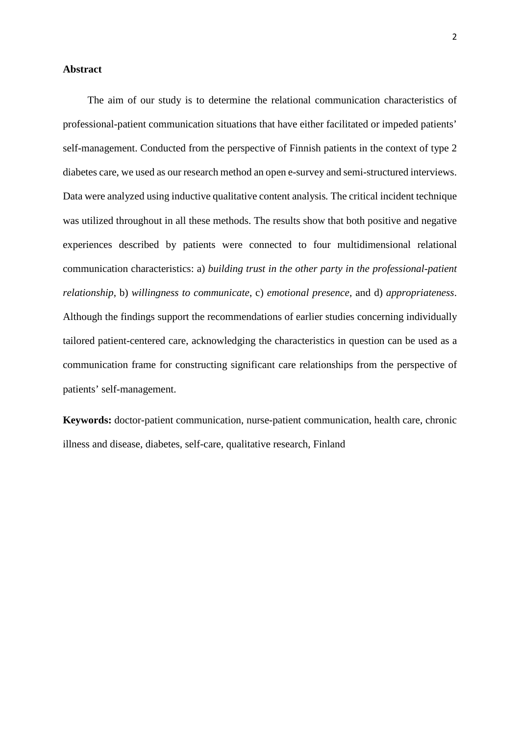## Abstract

The aim of our study is to determine the relational communication characteristics of professional-patient communication situations that have either facilitated or impeded patients' self-management. Conducted from the perspective of Finnish patients in the context of type 2 diabetes care, we used as our research method an open e-survey and semi-structured interviews. Data were analyzed using inductive qualitative content analysis. The critical incident technique was utilized throughout in all these methods. The results show that both positive and negative experiences described by patients were connected to four multidimensional relational communication characteristics: a) *building trust in the other party in the professional-patient relationship*, b) *willingness to communicate*, c) *emotional presence*, and d) *appropriateness*. Although the findings support the recommendations of earlier studies concerning individually tailored patient-centered care, acknowledging the characteristics in question can be used as a communication frame for constructing significant care relationships from the perspective of patients' self-management.

**Keywords:** doctor-patient communication, nurse-patient communication, health care, chronic illness and disease, diabetes, self-care, qualitative research, Finland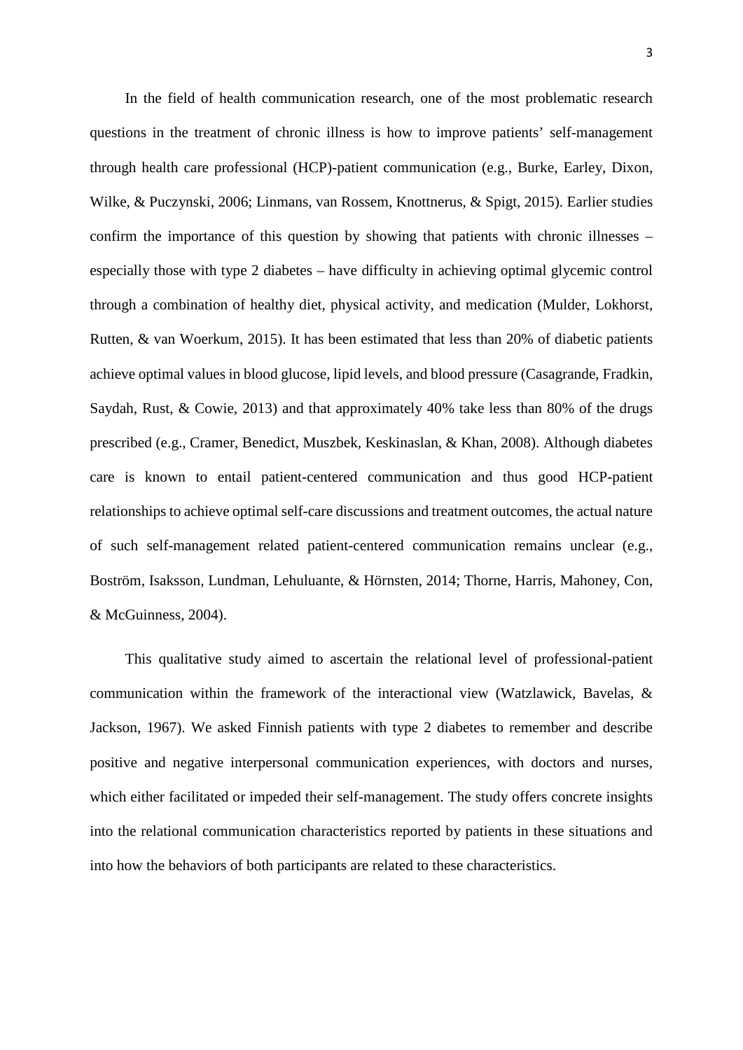In the field of health communication research, one of the most problematic research questions in the treatment of chronic illness is how to improve patients' self-management through health care professional (HCP)-patient communication (e.g., Burke, Earley, Dixon, Wilke, & Puczynski, 2006; Linmans, van Rossem, Knottnerus, & Spigt, 2015). Earlier studies confirm the importance of this question by showing that patients with chronic illnesses – especially those with type 2 diabetes – have difficulty in achieving optimal glycemic control through a combination of healthy diet, physical activity, and medication (Mulder, Lokhorst, Rutten, & van Woerkum, 2015). It has been estimated that less than 20% of diabetic patients achieve optimal values in blood glucose, lipid levels, and blood pressure (Casagrande, Fradkin, Saydah, Rust, & Cowie, 2013) and that approximately 40% take less than 80% of the drugs prescribed (e.g., Cramer, Benedict, Muszbek, Keskinaslan, & Khan, 2008). Although diabetes care is known to entail patient-centered communication and thus good HCP-patient relationships to achieve optimal self-care discussions and treatment outcomes, the actual nature of such self-management related patient-centered communication remains unclear (e.g., Boström, Isaksson, Lundman, Lehuluante, & Hörnsten, 2014; Thorne, Harris, Mahoney, Con, & McGuinness, 2004).

This qualitative study aimed to ascertain the relational level of professional-patient communication within the framework of the interactional view (Watzlawick, Bavelas, & Jackson, 1967). We asked Finnish patients with type 2 diabetes to remember and describe positive and negative interpersonal communication experiences, with doctors and nurses, which either facilitated or impeded their self-management. The study offers concrete insights into the relational communication characteristics reported by patients in these situations and into how the behaviors of both participants are related to these characteristics.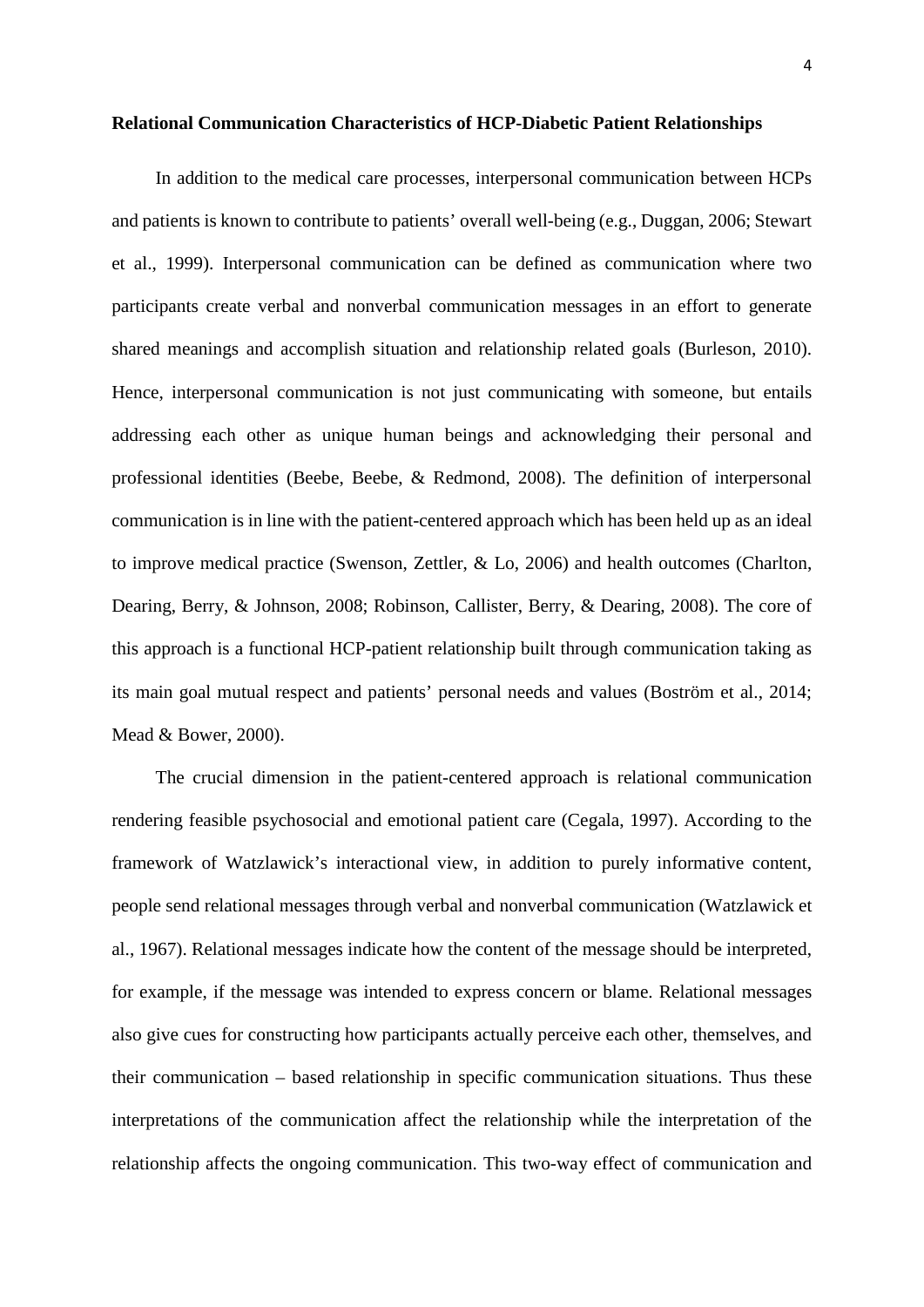**Relational Communication Characteristics of HCP-Diabetic Patient Relationships**

In addition to the medical care processes, interpersonal communication between HCPs and patients is known to contribute to patients' overall well-being (e.g., Duggan, 2006; Stewart et al., 1999). Interpersonal communication can be defined as communication where two participants create verbal and nonverbal communication messages in an effort to generate shared meanings and accomplish situation and relationship related goals (Burleson, 2010). Hence, interpersonal communication is not just communicating with someone, but entails addressing each other as unique human beings and acknowledging their personal and professional identities (Beebe, Beebe, & Redmond, 2008). The definition of interpersonal communication is in line with the patient-centered approach which has been held up as an ideal to improve medical practice (Swenson, Zettler, & Lo, 2006) and health outcomes (Charlton, Dearing, Berry, & Johnson, 2008; Robinson, Callister, Berry, & Dearing, 2008). The core of this approach is a functional HCP-patient relationship built through communication taking as its main goal mutual respect and patients' personal needs and values (Boström et al., 2014; Mead & Bower, 2000).

The crucial dimension in the patient-centered approach is relational communication rendering feasible psychosocial and emotional patient care (Cegala, 1997). According to the framework of Watzlawick's interactional view, in addition to purely informative content, people send relational messages through verbal and nonverbal communication (Watzlawick et al., 1967). Relational messages indicate how the content of the message should be interpreted, for example, if the message was intended to express concern or blame. Relational messages also give cues for constructing how participants actually perceive each other, themselves, and their communication – based relationship in specific communication situations. Thus these interpretations of the communication affect the relationship while the interpretation of the relationship affects the ongoing communication. This two-way effect of communication and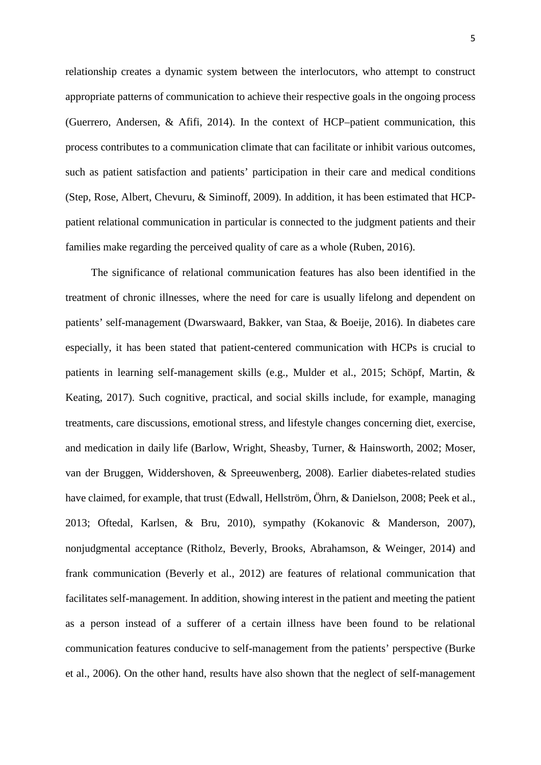relationship creates a dynamic system between the interlocutors, who attempt to construct appropriate patterns of communication to achieve their respective goals in the ongoing process (Guerrero, Andersen, & Afifi, 2014). In the context of HCP–patient communication, this process contributes to a communication climate that can facilitate or inhibit various outcomes, such as patient satisfaction and patients' participation in their care and medical conditions (Step, Rose, Albert, Chevuru, & Siminoff, 2009). In addition, it has been estimated that HCP-patient relational communication in particular is connected to the judgment patients and their families make regarding the perceived quality of care as a whole (Ruben, 2016).

The significance of relational communication features has also been identified in the treatment of chronic illnesses, where the need for care is usually lifelong and dependent on patients' self-management (Dwarswaard, Bakker, van Staa, & Boeije, 2016). In diabetes care especially, it has been stated that patient-centered communication with HCPs is crucial to patients in learning self-management skills (e.g., Mulder et al., 2015; Schöpf, Martin, & Keating, 2017). Such cognitive, practical, and social skills include, for example, managing treatments, care discussions, emotional stress, and lifestyle changes concerning diet, exercise, and medication in daily life (Barlow, Wright, Sheasby, Turner, & Hainsworth, 2002; Moser, van der Bruggen, Widdershoven, & Spreeuwenberg, 2008). Earlier diabetes-related studies have claimed, for example, that trust (Edwall, Hellström, Öhrn, & Danielson, 2008; Peek et al., 2013; Oftedal, Karlsen, & Bru, 2010), sympathy (Kokanovic & Manderson, 2007), nonjudgmental acceptance (Ritholz, Beverly, Brooks, Abrahamson, & Weinger, 2014) and frank communication (Beverly et al., 2012) are features of relational communication that facilitates self-management. In addition, showing interest in the patient and meeting the patient as a person instead of a sufferer of a certain illness have been found to be relational communication features conducive to self-management from the patients' perspective (Burke et al., 2006). On the other hand, results have also shown that the neglect of self-management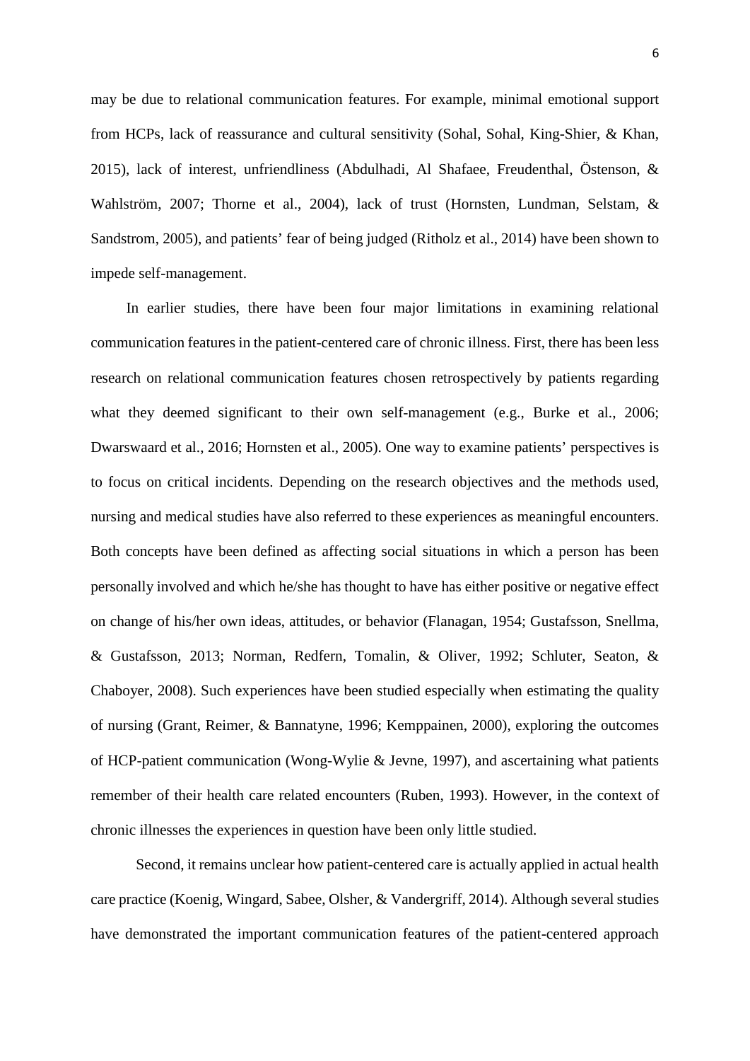may be due to relational communication features. For example, minimal emotional support from HCPs, lack of reassurance and cultural sensitivity (Sohal, Sohal, King-Shier, & Khan, 2015), lack of interest, unfriendliness (Abdulhadi, Al Shafaee, Freudenthal, Östenson, & Wahlström, 2007; Thorne et al., 2004), lack of trust (Hornsten, Lundman, Selstam, & Sandstrom, 2005), and patients' fear of being judged (Ritholz et al., 2014) have been shown to impede self-management.

In earlier studies, there have been four major limitations in examining relational communication features in the patient-centered care of chronic illness. First, there has been less research on relational communication features chosen retrospectively by patients regarding what they deemed significant to their own self-management (e.g., Burke et al., 2006; Dwarswaard et al., 2016; Hornsten et al., 2005). One way to examine patients' perspectives is to focus on critical incidents. Depending on the research objectives and the methods used, nursing and medical studies have also referred to these experiences as meaningful encounters. Both concepts have been defined as affecting social situations in which a person has been personally involved and which he/she has thought to have has either positive or negative effect on change of his/her own ideas, attitudes, or behavior (Flanagan, 1954; Gustafsson, Snellma, & Gustafsson, 2013; Norman, Redfern, Tomalin, & Oliver, 1992; Schluter, Seaton, & Chaboyer, 2008). Such experiences have been studied especially when estimating the quality of nursing (Grant, Reimer, & Bannatyne, 1996; Kemppainen, 2000), exploring the outcomes of HCP-patient communication (Wong-Wylie & Jevne, 1997), and ascertaining what patients remember of their health care related encounters (Ruben, 1993). However, in the context of chronic illnesses the experiences in question have been only little studied.

Second, it remains unclear how patient-centered care is actually applied in actual health care practice (Koenig, Wingard, Sabee, Olsher, & Vandergriff, 2014). Although several studies have demonstrated the important communication features of the patient-centered approach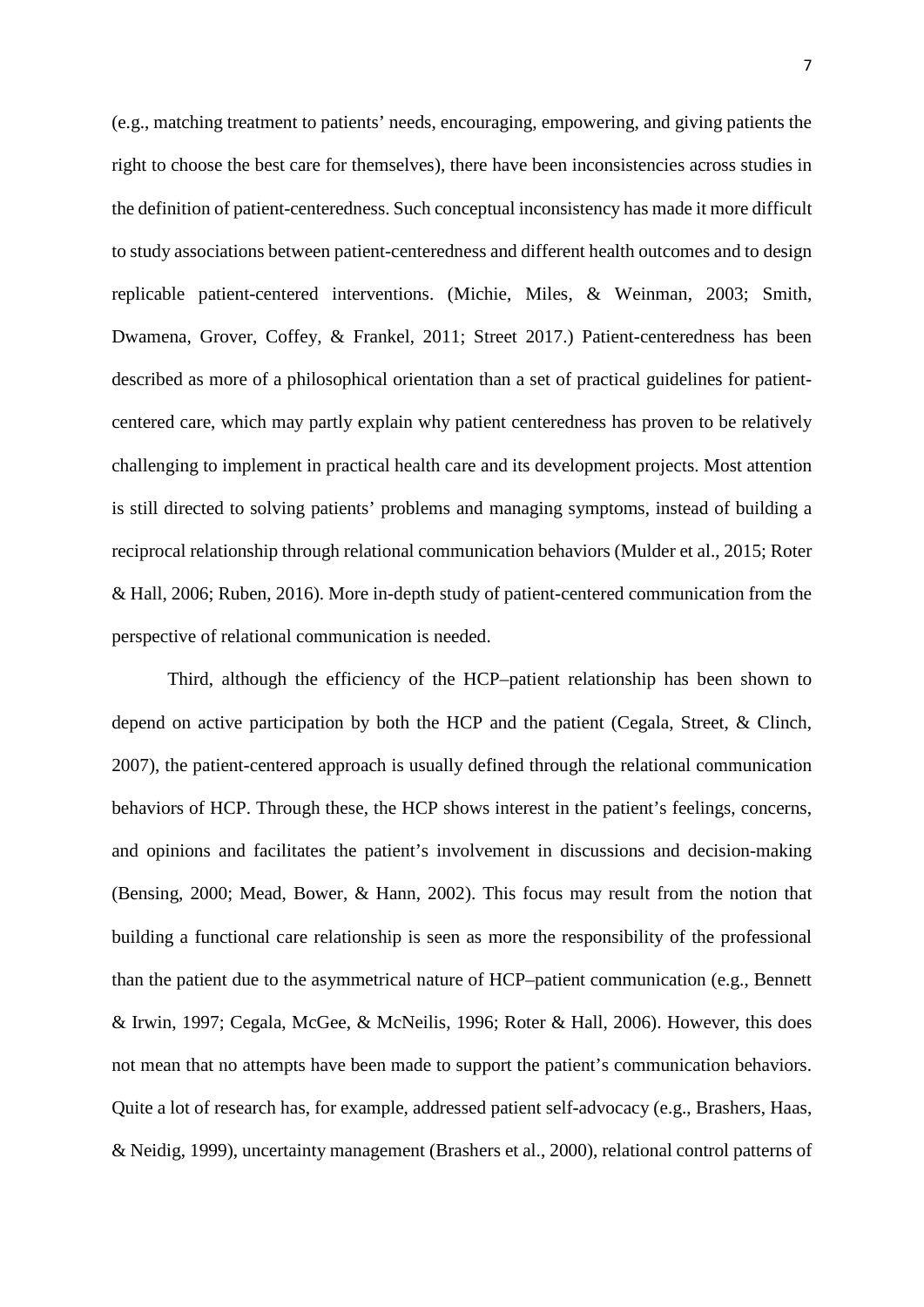(e.g., matching treatment to patients' needs, encouraging, empowering, and giving patients the right to choose the best care for themselves), there have been inconsistencies across studies in the definition of patient-centeredness. Such conceptual inconsistency has made it more difficult to study associations between patient-centeredness and different health outcomes and to design replicable patient-centered interventions. (Michie, Miles, & Weinman, 2003; Smith, Dwamena, Grover, Coffey, & Frankel, 2011; Street 2017.) Patient-centeredness has been described as more of a philosophical orientation than a set of practical guidelines for patient-centered care, which may partly explain why patient centeredness has proven to be relatively challenging to implement in practical health care and its development projects. Most attention is still directed to solving patients' problems and managing symptoms, instead of building a reciprocal relationship through relational communication behaviors (Mulder et al., 2015; Roter & Hall, 2006; Ruben, 2016). More in-depth study of patient-centered communication from the perspective of relational communication is needed.

Third, although the efficiency of the HCP–patient relationship has been shown to depend on active participation by both the HCP and the patient (Cegala, Street, & Clinch, 2007), the patient-centered approach is usually defined through the relational communication behaviors of HCP. Through these, the HCP shows interest in the patient's feelings, concerns, and opinions and facilitates the patient's involvement in discussions and decision-making (Bensing, 2000; Mead, Bower, & Hann, 2002). This focus may result from the notion that building a functional care relationship is seen as more the responsibility of the professional than the patient due to the asymmetrical nature of HCP–patient communication (e.g., Bennett & Irwin, 1997; Cegala, McGee, & McNeilis, 1996; Roter & Hall, 2006). However, this does not mean that no attempts have been made to support the patient's communication behaviors. Quite a lot of research has, for example, addressed patient self-advocacy (e.g., Brashers, Haas, & Neidig, 1999), uncertainty management (Brashers et al., 2000), relational control patterns of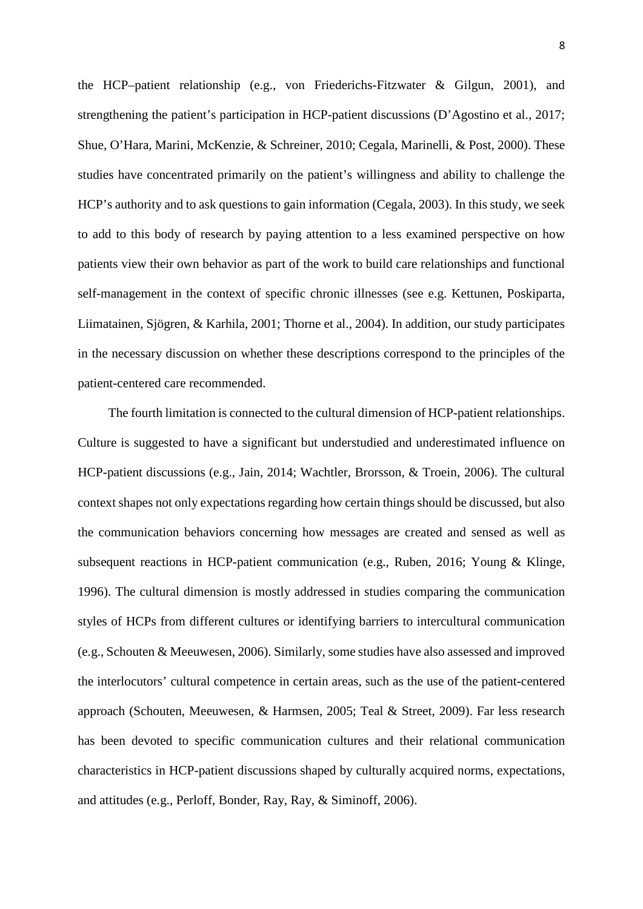the HCP–patient relationship (e.g., von Friederichs-Fitzwater & Gilgun, 2001), and strengthening the patient's participation in HCP-patient discussions (D'Agostino et al., 2017; Shue, O'Hara, Marini, McKenzie, & Schreiner, 2010; Cegala, Marinelli, & Post, 2000). These studies have concentrated primarily on the patient's willingness and ability to challenge the HCP's authority and to ask questions to gain information (Cegala, 2003). In this study, we seek to add to this body of research by paying attention to a less examined perspective on how patients view their own behavior as part of the work to build care relationships and functional self-management in the context of specific chronic illnesses (see e.g. Kettunen, Poskiparta, Liimatainen, Sjögren, & Karhila, 2001; Thorne et al., 2004). In addition, our study participates in the necessary discussion on whether these descriptions correspond to the principles of the patient-centered care recommended.

The fourth limitation is connected to the cultural dimension of HCP-patient relationships. Culture is suggested to have a significant but understudied and underestimated influence on HCP-patient discussions (e.g., Jain, 2014; Wachtler, Brorsson, & Troein, 2006). The cultural context shapes not only expectations regarding how certain things should be discussed, but also the communication behaviors concerning how messages are created and sensed as well as subsequent reactions in HCP-patient communication (e.g., Ruben, 2016; Young & Klinge, 1996). The cultural dimension is mostly addressed in studies comparing the communication styles of HCPs from different cultures or identifying barriers to intercultural communication (e.g., Schouten & Meeuwesen, 2006). Similarly, some studies have also assessed and improved the interlocutors' cultural competence in certain areas, such as the use of the patient-centered approach (Schouten, Meeuwesen, & Harmsen, 2005; Teal & Street, 2009). Far less research has been devoted to specific communication cultures and their relational communication characteristics in HCP-patient discussions shaped by culturally acquired norms, expectations, and attitudes (e.g., Perloff, Bonder, Ray, Ray, & Siminoff, 2006).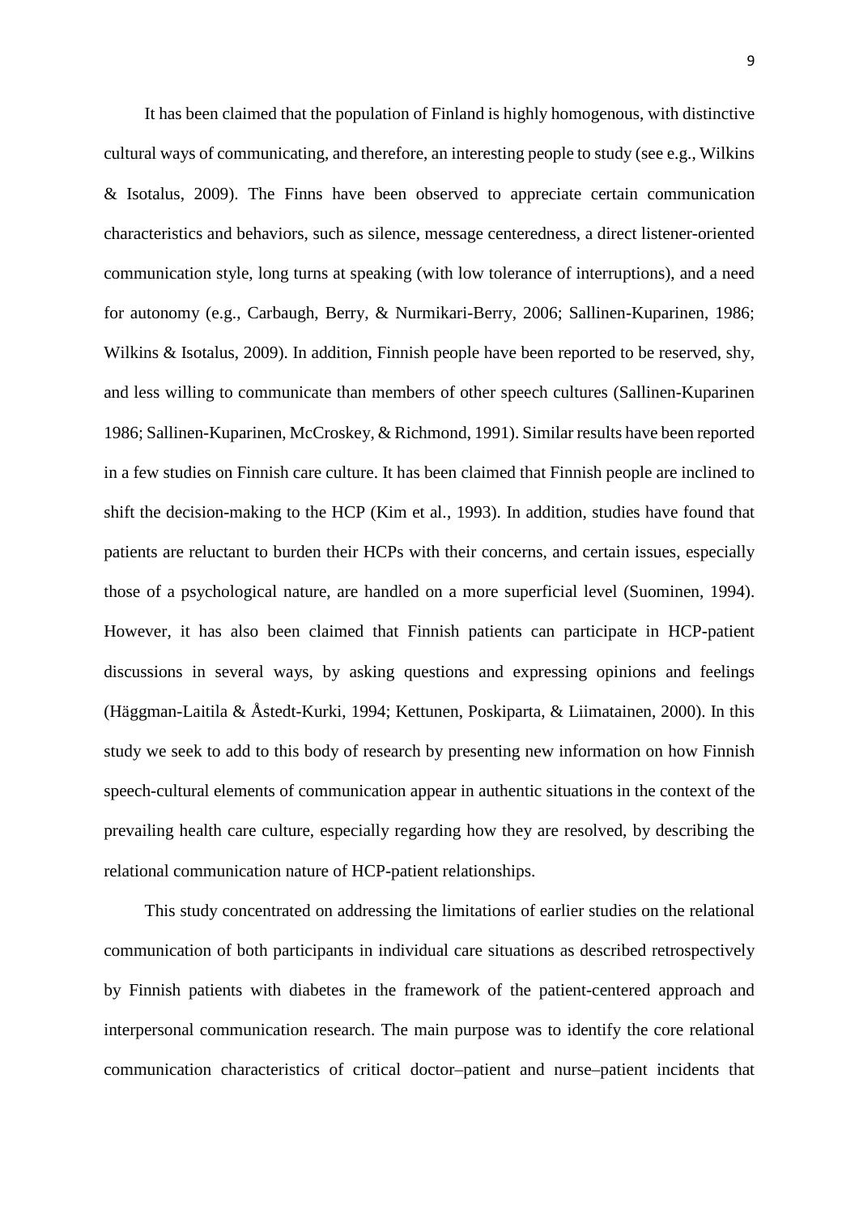It has been claimed that the population of Finland is highly homogenous, with distinctive cultural ways of communicating, and therefore, an interesting people to study (see e.g., Wilkins & Isotalus, 2009). The Finns have been observed to appreciate certain communication characteristics and behaviors, such as silence, message centeredness, a direct listener-oriented communication style, long turns at speaking (with low tolerance of interruptions), and a need for autonomy (e.g., Carbaugh, Berry, & Nurmikari-Berry, 2006; Sallinen-Kuparinen, 1986; Wilkins & Isotalus, 2009). In addition, Finnish people have been reported to be reserved, shy, and less willing to communicate than members of other speech cultures (Sallinen-Kuparinen 1986; Sallinen-Kuparinen, McCroskey, & Richmond, 1991). Similar results have been reported in a few studies on Finnish care culture. It has been claimed that Finnish people are inclined to shift the decision-making to the HCP (Kim et al., 1993). In addition, studies have found that patients are reluctant to burden their HCPs with their concerns, and certain issues, especially those of a psychological nature, are handled on a more superficial level (Suominen, 1994). However, it has also been claimed that Finnish patients can participate in HCP-patient discussions in several ways, by asking questions and expressing opinions and feelings (Häggman-Laitila & Åstedt-Kurki, 1994; Kettunen, Poskiparta, & Liimatainen, 2000). In this study we seek to add to this body of research by presenting new information on how Finnish speech-cultural elements of communication appear in authentic situations in the context of the prevailing health care culture, especially regarding how they are resolved, by describing the relational communication nature of HCP-patient relationships.

This study concentrated on addressing the limitations of earlier studies on the relational communication of both participants in individual care situations as described retrospectively by Finnish patients with diabetes in the framework of the patient-centered approach and interpersonal communication research. The main purpose was to identify the core relational communication characteristics of critical doctor–patient and nurse–patient incidents that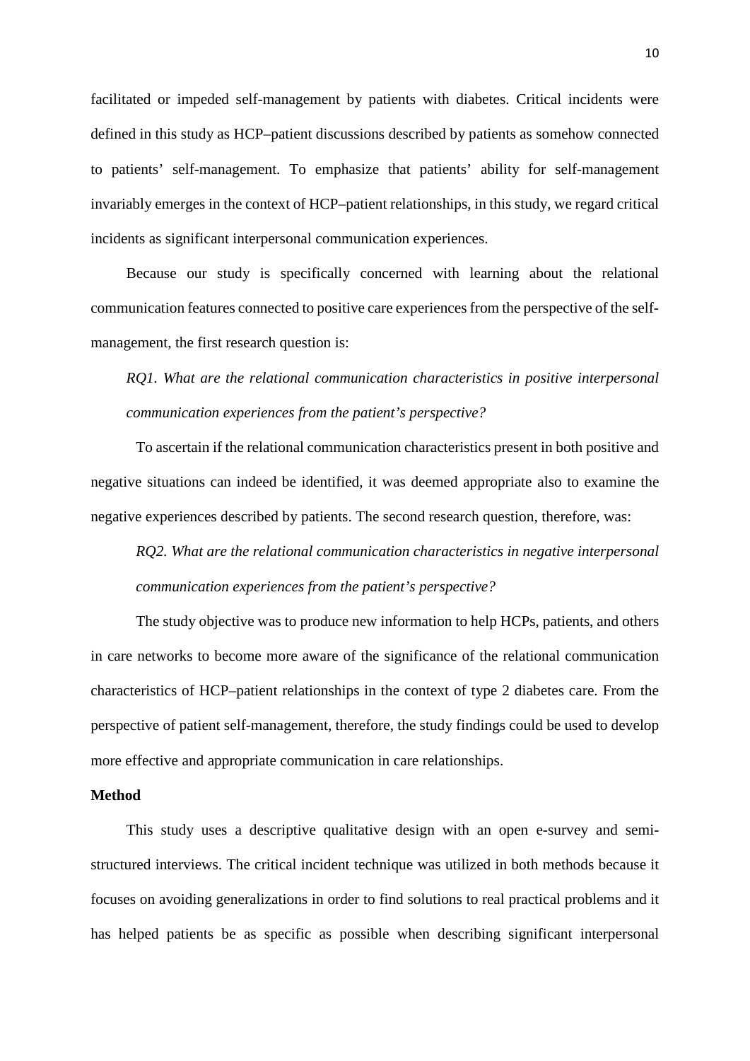facilitated or impeded self-management by patients with diabetes. Critical incidents were defined in this study as HCP–patient discussions described by patients as somehow connected to patients' self-management. To emphasize that patients' ability for self-management invariably emerges in the context of HCP–patient relationships, in this study, we regard critical incidents as significant interpersonal communication experiences.

Because our study is specifically concerned with learning about the relational communication features connected to positive care experiences from the perspective of the self-management, the first research question is:

*RQ1. What are the relational communication characteristics in positive interpersonal communication experiences from the patient's perspective?*

To ascertain if the relational communication characteristics present in both positive and negative situations can indeed be identified, it was deemed appropriate also to examine the negative experiences described by patients. The second research question, therefore, was:

*RQ2. What are the relational communication characteristics in negative interpersonal communication experiences from the patient's perspective?*

The study objective was to produce new information to help HCPs, patients, and others in care networks to become more aware of the significance of the relational communication characteristics of HCP–patient relationships in the context of type 2 diabetes care. From the perspective of patient self-management, therefore, the study findings could be used to develop more effective and appropriate communication in care relationships.

**Method**

This study uses a descriptive qualitative design with an open e-survey and semi-structured interviews. The critical incident technique was utilized in both methods because it focuses on avoiding generalizations in order to find solutions to real practical problems and it has helped patients be as specific as possible when describing significant interpersonal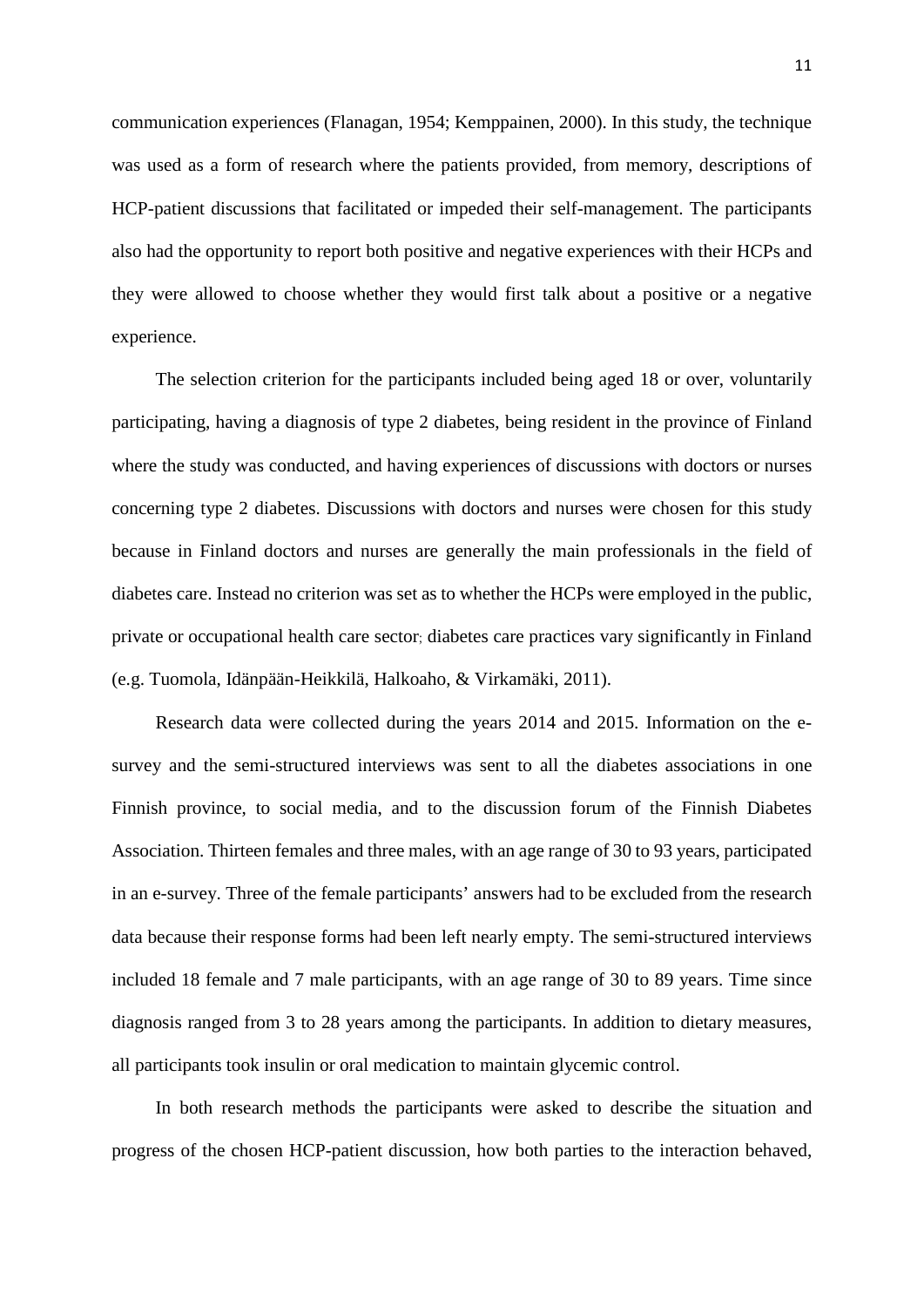communication experiences (Flanagan, 1954; Kemppainen, 2000). In this study, the technique was used as a form of research where the patients provided, from memory, descriptions of HCP-patient discussions that facilitated or impeded their self-management. The participants also had the opportunity to report both positive and negative experiences with their HCPs and they were allowed to choose whether they would first talk about a positive or a negative experience.

The selection criterion for the participants included being aged 18 or over, voluntarily participating, having a diagnosis of type 2 diabetes, being resident in the province of Finland where the study was conducted, and having experiences of discussions with doctors or nurses concerning type 2 diabetes. Discussions with doctors and nurses were chosen for this study because in Finland doctors and nurses are generally the main professionals in the field of diabetes care. Instead no criterion was set as to whether the HCPs were employed in the public, private or occupational health care sector; diabetes care practices vary significantly in Finland (e.g. Tuomola, Idänpään-Heikkilä, Halkoaho, & Virkamäki, 2011).

Research data were collected during the years 2014 and 2015. Information on the e-survey and the semi-structured interviews was sent to all the diabetes associations in one Finnish province, to social media, and to the discussion forum of the Finnish Diabetes Association. Thirteen females and three males, with an age range of 30 to 93 years, participated in an e-survey. Three of the female participants' answers had to be excluded from the research data because their response forms had been left nearly empty. The semi-structured interviews included 18 female and 7 male participants, with an age range of 30 to 89 years. Time since diagnosis ranged from 3 to 28 years among the participants. In addition to dietary measures, all participants took insulin or oral medication to maintain glycemic control.

In both research methods the participants were asked to describe the situation and progress of the chosen HCP-patient discussion, how both parties to the interaction behaved,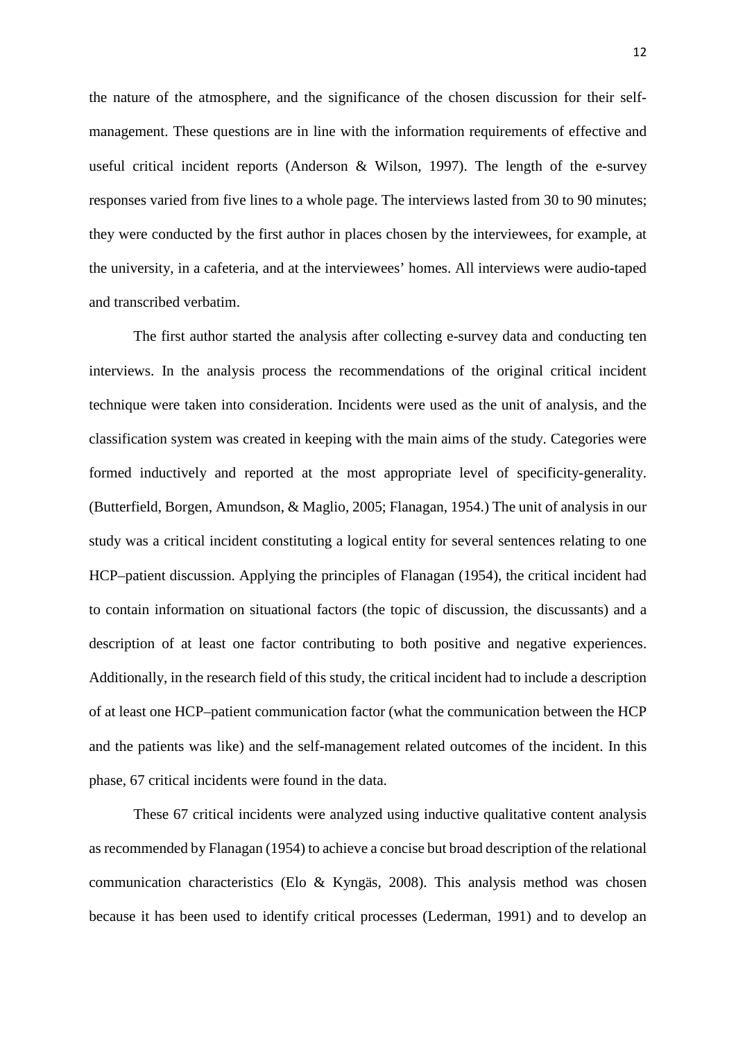the nature of the atmosphere, and the significance of the chosen discussion for their self-management. These questions are in line with the information requirements of effective and useful critical incident reports (Anderson & Wilson, 1997). The length of the e-survey responses varied from five lines to a whole page. The interviews lasted from 30 to 90 minutes; they were conducted by the first author in places chosen by the interviewees, for example, at the university, in a cafeteria, and at the interviewees' homes. All interviews were audio-taped and transcribed verbatim.

The first author started the analysis after collecting e-survey data and conducting ten interviews. In the analysis process the recommendations of the original critical incident technique were taken into consideration. Incidents were used as the unit of analysis, and the classification system was created in keeping with the main aims of the study. Categories were formed inductively and reported at the most appropriate level of specificity-generality. (Butterfield, Borgen, Amundson, & Maglio, 2005; Flanagan, 1954.) The unit of analysis in our study was a critical incident constituting a logical entity for several sentences relating to one HCP–patient discussion. Applying the principles of Flanagan (1954), the critical incident had to contain information on situational factors (the topic of discussion, the discussants) and a description of at least one factor contributing to both positive and negative experiences. Additionally, in the research field of this study, the critical incident had to include a description of at least one HCP–patient communication factor (what the communication between the HCP and the patients was like) and the self-management related outcomes of the incident. In this phase, 67 critical incidents were found in the data.

These 67 critical incidents were analyzed using inductive qualitative content analysis as recommended by Flanagan (1954) to achieve a concise but broad description of the relational communication characteristics (Elo & Kyngäs, 2008). This analysis method was chosen because it has been used to identify critical processes (Lederman, 1991) and to develop an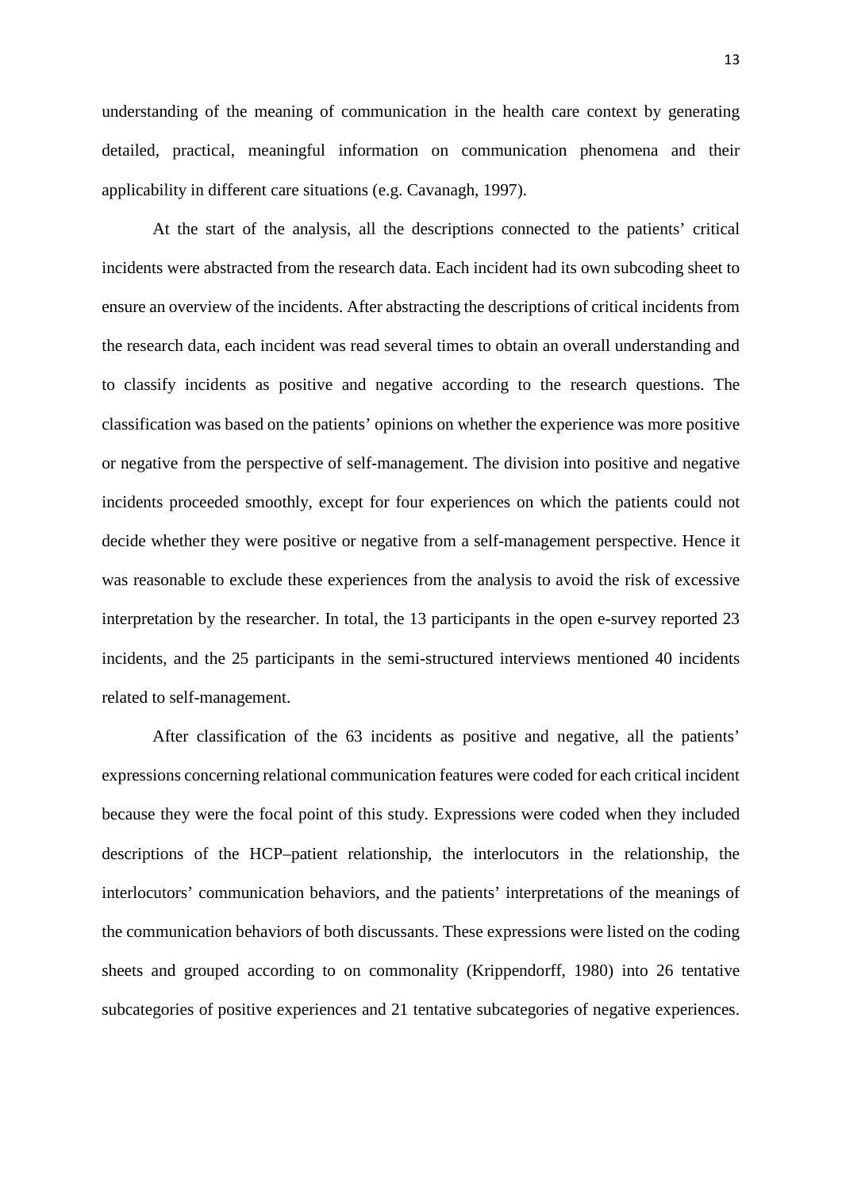understanding of the meaning of communication in the health care context by generating detailed, practical, meaningful information on communication phenomena and their applicability in different care situations (e.g. Cavanagh, 1997).

At the start of the analysis, all the descriptions connected to the patients' critical incidents were abstracted from the research data. Each incident had its own subcoding sheet to ensure an overview of the incidents. After abstracting the descriptions of critical incidents from the research data, each incident was read several times to obtain an overall understanding and to classify incidents as positive and negative according to the research questions. The classification was based on the patients' opinions on whether the experience was more positive or negative from the perspective of self-management. The division into positive and negative incidents proceeded smoothly, except for four experiences on which the patients could not decide whether they were positive or negative from a self-management perspective. Hence it was reasonable to exclude these experiences from the analysis to avoid the risk of excessive interpretation by the researcher. In total, the 13 participants in the open e-survey reported 23 incidents, and the 25 participants in the semi-structured interviews mentioned 40 incidents related to self-management.

After classification of the 63 incidents as positive and negative, all the patients' expressions concerning relational communication features were coded for each critical incident because they were the focal point of this study. Expressions were coded when they included descriptions of the HCP–patient relationship, the interlocutors in the relationship, the interlocutors' communication behaviors, and the patients' interpretations of the meanings of the communication behaviors of both discussants. These expressions were listed on the coding sheets and grouped according to on commonality (Krippendorff, 1980) into 26 tentative subcategories of positive experiences and 21 tentative subcategories of negative experiences.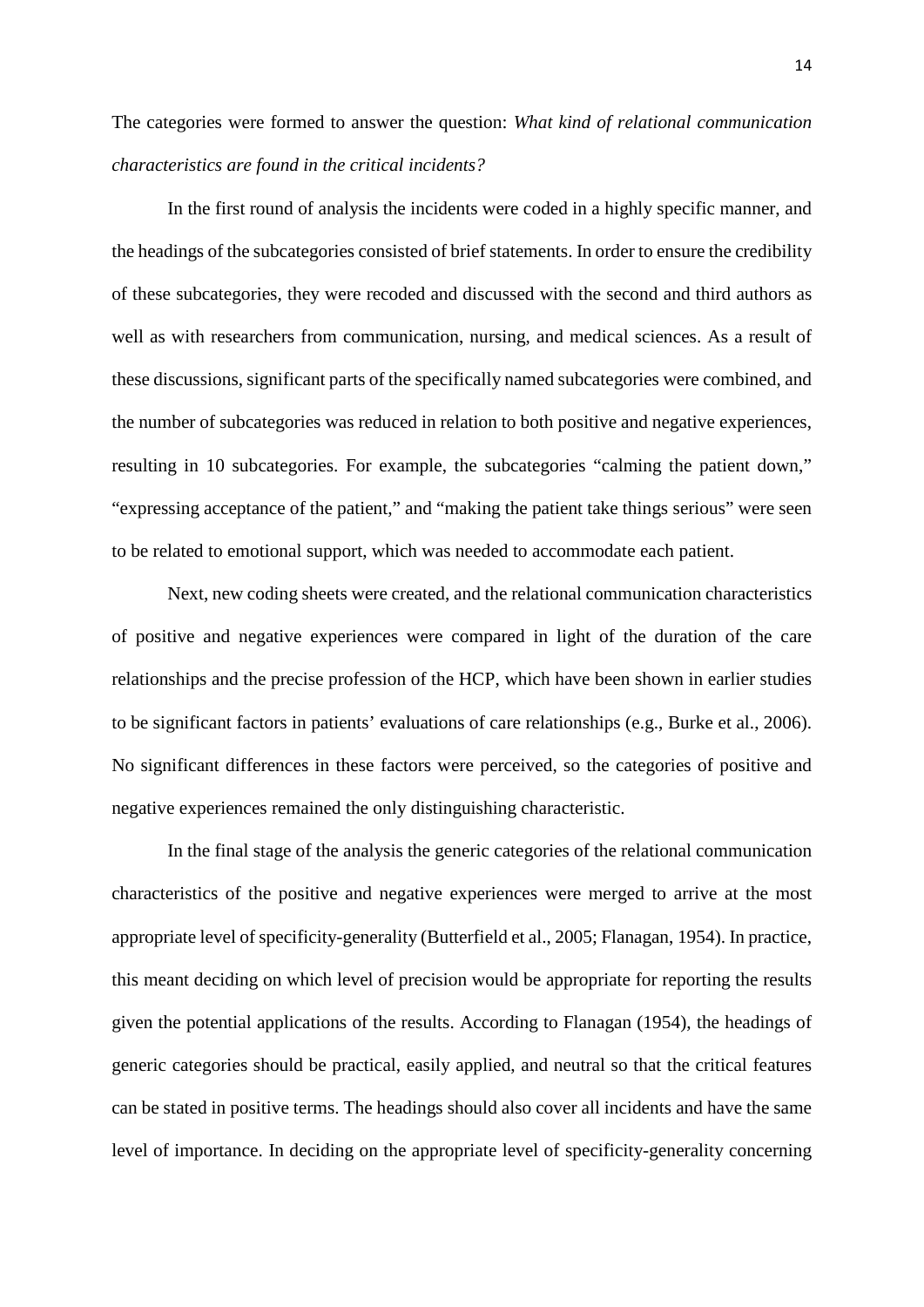The categories were formed to answer the question: *What kind of relational communication characteristics are found in the critical incidents?*

In the first round of analysis the incidents were coded in a highly specific manner, and the headings of the subcategories consisted of brief statements. In order to ensure the credibility of these subcategories, they were recoded and discussed with the second and third authors as well as with researchers from communication, nursing, and medical sciences. As a result of these discussions, significant parts of the specifically named subcategories were combined, and the number of subcategories was reduced in relation to both positive and negative experiences, resulting in 10 subcategories. For example, the subcategories "calming the patient down," "expressing acceptance of the patient," and "making the patient take things serious" were seen to be related to emotional support, which was needed to accommodate each patient.

Next, new coding sheets were created, and the relational communication characteristics of positive and negative experiences were compared in light of the duration of the care relationships and the precise profession of the HCP, which have been shown in earlier studies to be significant factors in patients' evaluations of care relationships (e.g., Burke et al., 2006). No significant differences in these factors were perceived, so the categories of positive and negative experiences remained the only distinguishing characteristic.

In the final stage of the analysis the generic categories of the relational communication characteristics of the positive and negative experiences were merged to arrive at the most appropriate level of specificity-generality (Butterfield et al., 2005; Flanagan, 1954). In practice, this meant deciding on which level of precision would be appropriate for reporting the results given the potential applications of the results. According to Flanagan (1954), the headings of generic categories should be practical, easily applied, and neutral so that the critical features can be stated in positive terms. The headings should also cover all incidents and have the same level of importance. In deciding on the appropriate level of specificity-generality concerning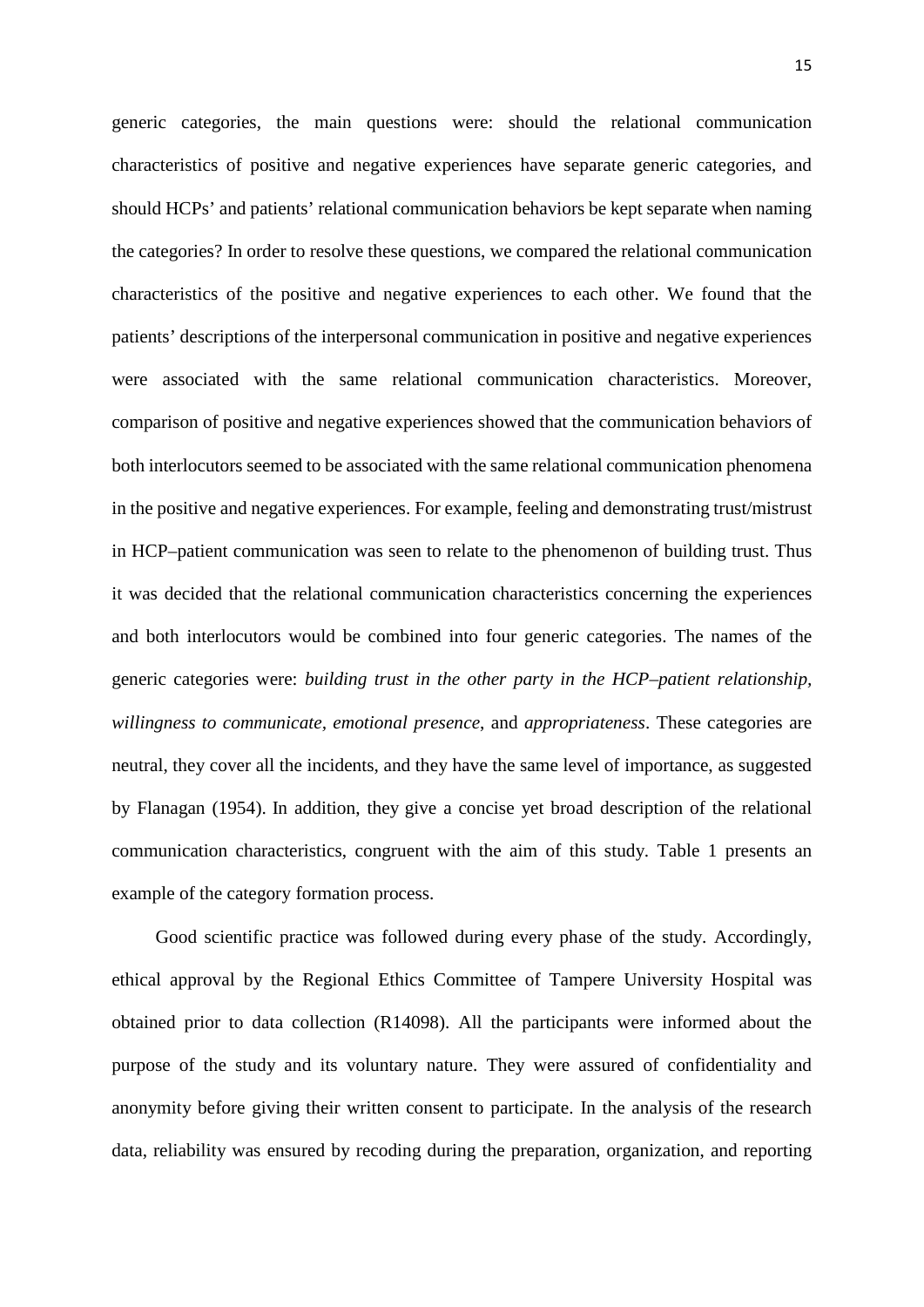generic categories, the main questions were: should the relational communication characteristics of positive and negative experiences have separate generic categories, and should HCPs' and patients' relational communication behaviors be kept separate when naming the categories? In order to resolve these questions, we compared the relational communication characteristics of the positive and negative experiences to each other. We found that the patients' descriptions of the interpersonal communication in positive and negative experiences were associated with the same relational communication characteristics. Moreover, comparison of positive and negative experiences showed that the communication behaviors of both interlocutors seemed to be associated with the same relational communication phenomena in the positive and negative experiences. For example, feeling and demonstrating trust/mistrust in HCP–patient communication was seen to relate to the phenomenon of building trust. Thus it was decided that the relational communication characteristics concerning the experiences and both interlocutors would be combined into four generic categories. The names of the generic categories were: *building trust in the other party in the HCP–patient relationship, willingness to communicate*, *emotional presence*, and *appropriateness*. These categories are neutral, they cover all the incidents, and they have the same level of importance, as suggested by Flanagan (1954). In addition, they give a concise yet broad description of the relational communication characteristics, congruent with the aim of this study. Table 1 presents an example of the category formation process.

Good scientific practice was followed during every phase of the study. Accordingly, ethical approval by the Regional Ethics Committee of Tampere University Hospital was obtained prior to data collection (R14098). All the participants were informed about the purpose of the study and its voluntary nature. They were assured of confidentiality and anonymity before giving their written consent to participate. In the analysis of the research data, reliability was ensured by recoding during the preparation, organization, and reporting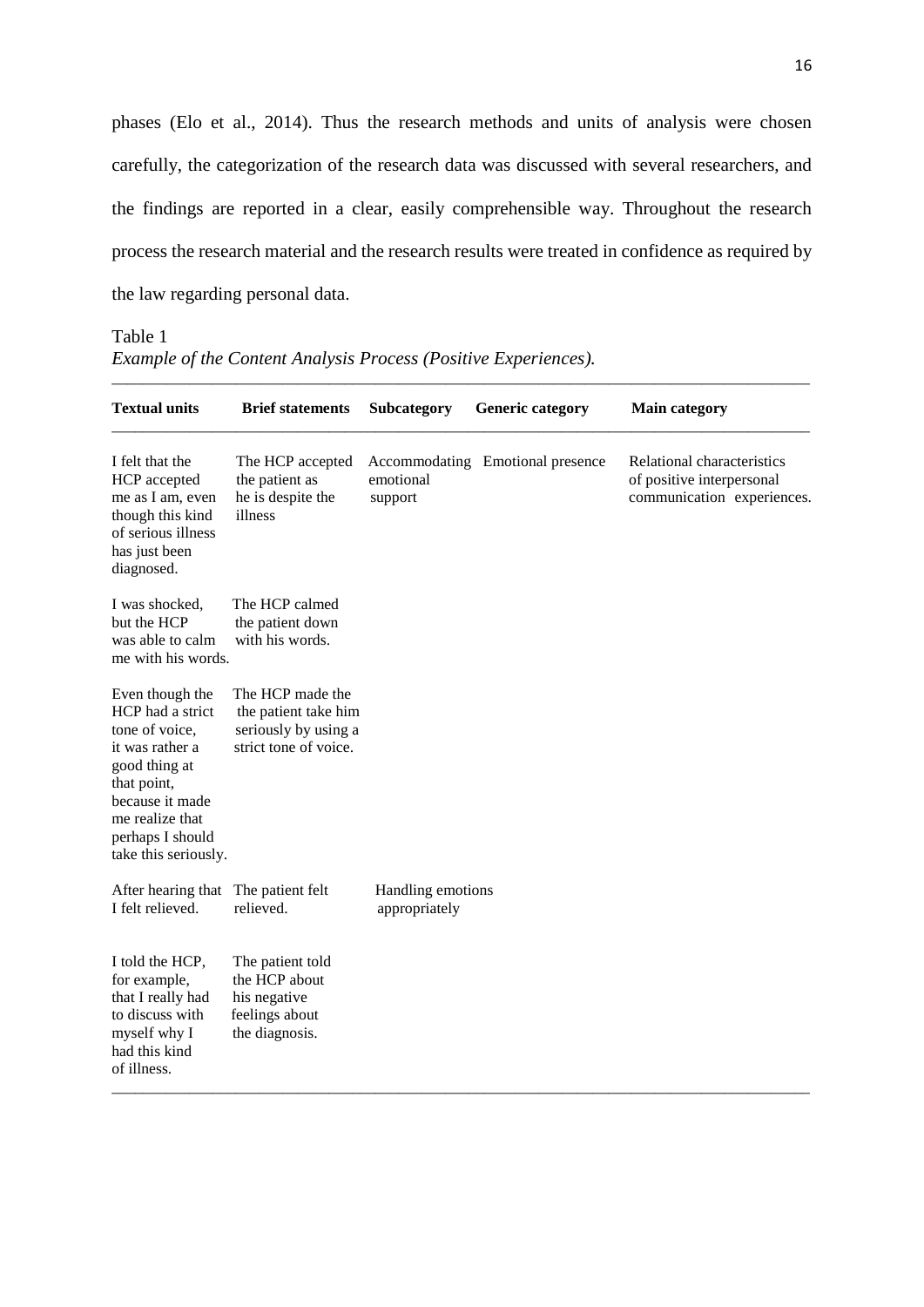phases (Elo et al., 2014). Thus the research methods and units of analysis were chosen carefully, the categorization of the research data was discussed with several researchers, and the findings are reported in a clear, easily comprehensible way. Throughout the research process the research material and the research results were treated in confidence as required by the law regarding personal data.

Table 1

*Example of the Content Analysis Process (Positive Experiences).*

| **Textual units** | **Brief statements** | **Subcategory** | **Generic category** | **Main category** |
|---|---|---|---|---|
| I felt that the HCP accepted me as I am, even though this kind of serious illness has just been diagnosed. | The HCP accepted the patient as he is despite the illness | Accommodating emotional support | Emotional presence | Relational characteristics of positive interpersonal communication experiences. |
| I was shocked, but the HCP was able to calm me with his words. | The HCP calmed the patient down with his words. | | | |
| Even though the HCP had a strict tone of voice, it was rather a good thing at that point, because it made me realize that perhaps I should take this seriously. | The HCP made the the patient take him seriously by using a strict tone of voice. | | | |
| After hearing that I felt relieved. | The patient felt relieved. | Handling emotions appropriately | | |
| I told the HCP, for example, that I really had to discuss with myself why I had this kind of illness. | The patient told the HCP about his negative feelings about the diagnosis. | | | |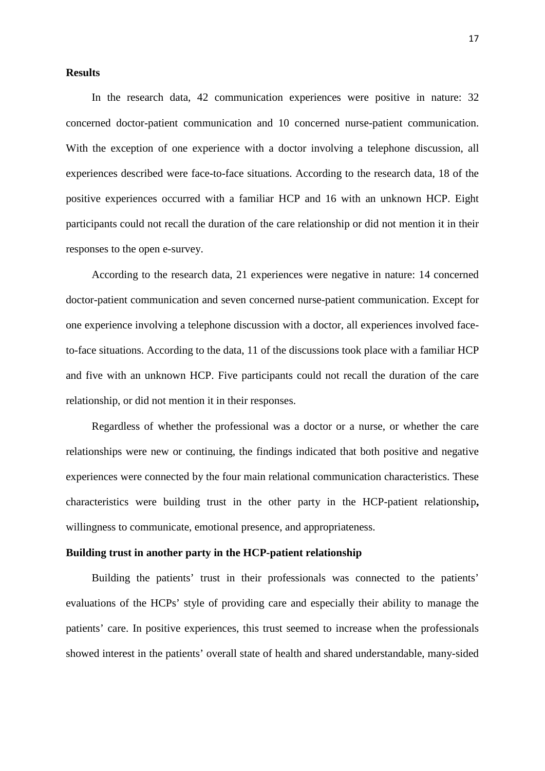**Results**

In the research data, 42 communication experiences were positive in nature: 32 concerned doctor-patient communication and 10 concerned nurse-patient communication. With the exception of one experience with a doctor involving a telephone discussion, all experiences described were face-to-face situations. According to the research data, 18 of the positive experiences occurred with a familiar HCP and 16 with an unknown HCP. Eight participants could not recall the duration of the care relationship or did not mention it in their responses to the open e-survey.

According to the research data, 21 experiences were negative in nature: 14 concerned doctor-patient communication and seven concerned nurse-patient communication. Except for one experience involving a telephone discussion with a doctor, all experiences involved face-to-face situations. According to the data, 11 of the discussions took place with a familiar HCP and five with an unknown HCP. Five participants could not recall the duration of the care relationship, or did not mention it in their responses.

Regardless of whether the professional was a doctor or a nurse, or whether the care relationships were new or continuing, the findings indicated that both positive and negative experiences were connected by the four main relational communication characteristics. These characteristics were building trust in the other party in the HCP-patient relationship**,** willingness to communicate, emotional presence, and appropriateness.

**Building trust in another party in the HCP-patient relationship**

Building the patients' trust in their professionals was connected to the patients' evaluations of the HCPs' style of providing care and especially their ability to manage the patients' care. In positive experiences, this trust seemed to increase when the professionals showed interest in the patients' overall state of health and shared understandable, many-sided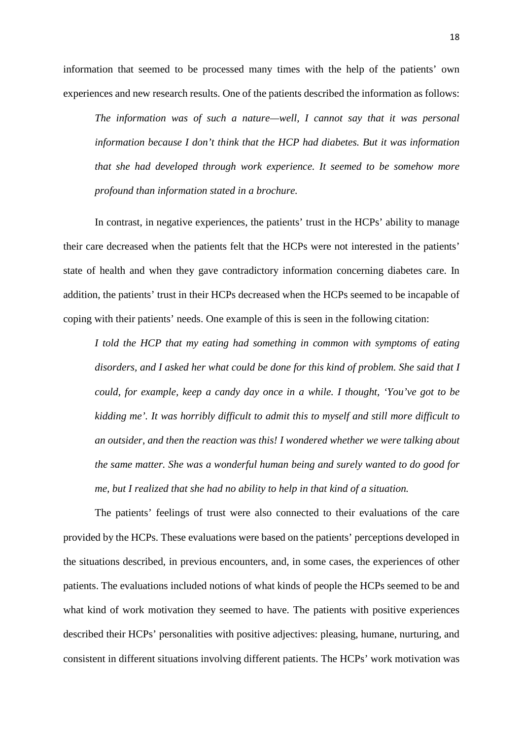information that seemed to be processed many times with the help of the patients' own experiences and new research results. One of the patients described the information as follows:

> *The information was of such a nature—well, I cannot say that it was personal information because I don't think that the HCP had diabetes. But it was information that she had developed through work experience. It seemed to be somehow more profound than information stated in a brochure.*

In contrast, in negative experiences, the patients' trust in the HCPs' ability to manage their care decreased when the patients felt that the HCPs were not interested in the patients' state of health and when they gave contradictory information concerning diabetes care. In addition, the patients' trust in their HCPs decreased when the HCPs seemed to be incapable of coping with their patients' needs. One example of this is seen in the following citation:

> *I told the HCP that my eating had something in common with symptoms of eating disorders, and I asked her what could be done for this kind of problem. She said that I could, for example, keep a candy day once in a while. I thought, 'You've got to be kidding me'. It was horribly difficult to admit this to myself and still more difficult to an outsider, and then the reaction was this! I wondered whether we were talking about the same matter. She was a wonderful human being and surely wanted to do good for me, but I realized that she had no ability to help in that kind of a situation.*

The patients' feelings of trust were also connected to their evaluations of the care provided by the HCPs. These evaluations were based on the patients' perceptions developed in the situations described, in previous encounters, and, in some cases, the experiences of other patients. The evaluations included notions of what kinds of people the HCPs seemed to be and what kind of work motivation they seemed to have. The patients with positive experiences described their HCPs' personalities with positive adjectives: pleasing, humane, nurturing, and consistent in different situations involving different patients. The HCPs' work motivation was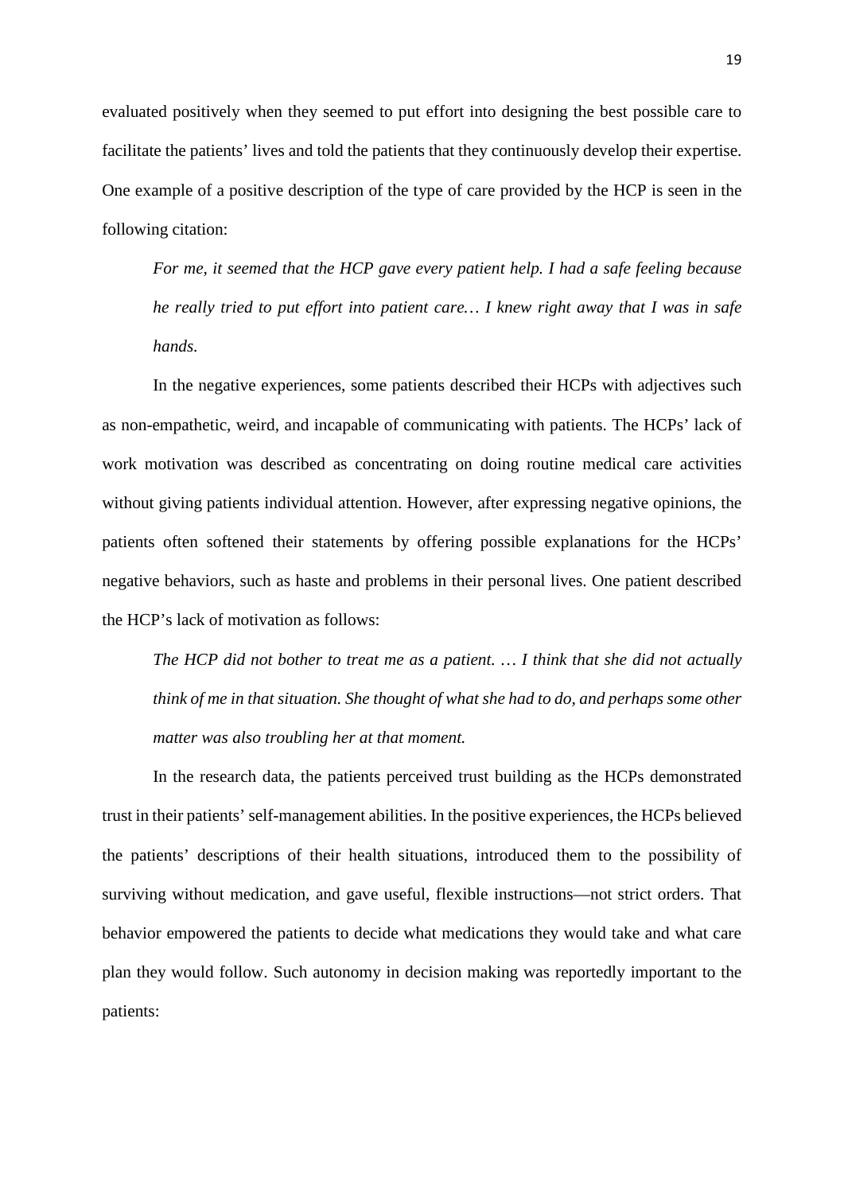evaluated positively when they seemed to put effort into designing the best possible care to facilitate the patients' lives and told the patients that they continuously develop their expertise. One example of a positive description of the type of care provided by the HCP is seen in the following citation:

> *For me, it seemed that the HCP gave every patient help. I had a safe feeling because he really tried to put effort into patient care… I knew right away that I was in safe hands.*

In the negative experiences, some patients described their HCPs with adjectives such as non-empathetic, weird, and incapable of communicating with patients. The HCPs' lack of work motivation was described as concentrating on doing routine medical care activities without giving patients individual attention. However, after expressing negative opinions, the patients often softened their statements by offering possible explanations for the HCPs' negative behaviors, such as haste and problems in their personal lives. One patient described the HCP's lack of motivation as follows:

> *The HCP did not bother to treat me as a patient. … I think that she did not actually think of me in that situation. She thought of what she had to do, and perhaps some other matter was also troubling her at that moment.*

In the research data, the patients perceived trust building as the HCPs demonstrated trust in their patients' self-management abilities. In the positive experiences, the HCPs believed the patients' descriptions of their health situations, introduced them to the possibility of surviving without medication, and gave useful, flexible instructions—not strict orders. That behavior empowered the patients to decide what medications they would take and what care plan they would follow. Such autonomy in decision making was reportedly important to the patients: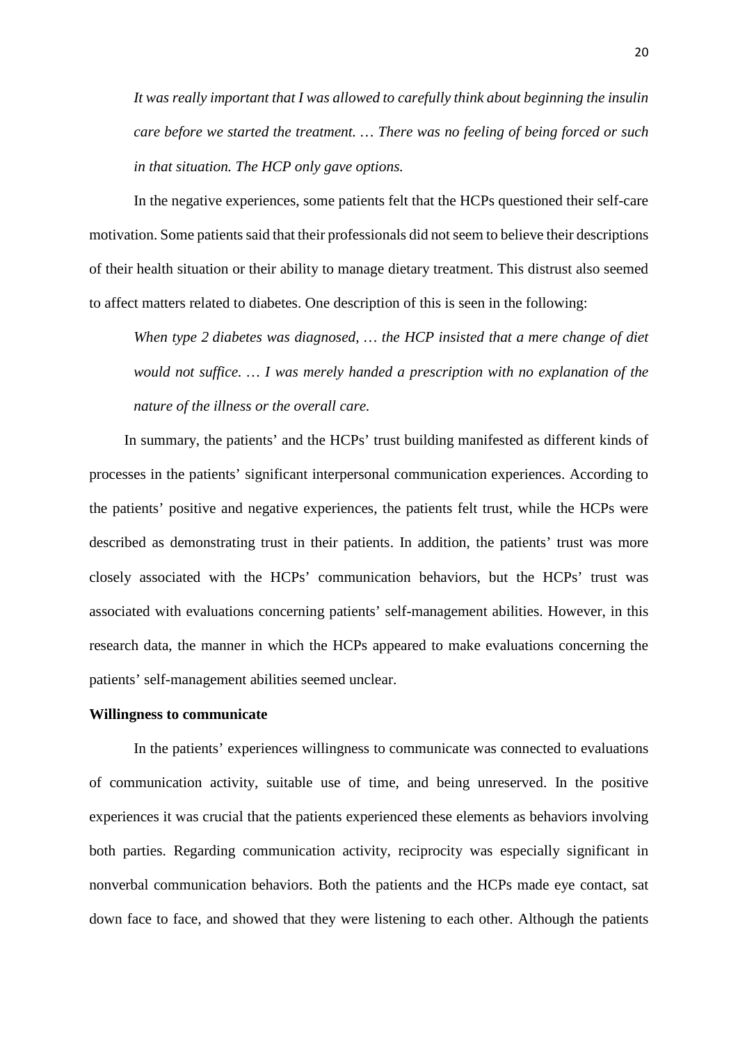*It was really important that I was allowed to carefully think about beginning the insulin care before we started the treatment. … There was no feeling of being forced or such in that situation. The HCP only gave options.*

In the negative experiences, some patients felt that the HCPs questioned their self-care motivation. Some patients said that their professionals did not seem to believe their descriptions of their health situation or their ability to manage dietary treatment. This distrust also seemed to affect matters related to diabetes. One description of this is seen in the following:

*When type 2 diabetes was diagnosed, … the HCP insisted that a mere change of diet would not suffice. … I was merely handed a prescription with no explanation of the nature of the illness or the overall care.*

In summary, the patients' and the HCPs' trust building manifested as different kinds of processes in the patients' significant interpersonal communication experiences. According to the patients' positive and negative experiences, the patients felt trust, while the HCPs were described as demonstrating trust in their patients. In addition, the patients' trust was more closely associated with the HCPs' communication behaviors, but the HCPs' trust was associated with evaluations concerning patients' self-management abilities. However, in this research data, the manner in which the HCPs appeared to make evaluations concerning the patients' self-management abilities seemed unclear.

**Willingness to communicate**

In the patients' experiences willingness to communicate was connected to evaluations of communication activity, suitable use of time, and being unreserved. In the positive experiences it was crucial that the patients experienced these elements as behaviors involving both parties. Regarding communication activity, reciprocity was especially significant in nonverbal communication behaviors. Both the patients and the HCPs made eye contact, sat down face to face, and showed that they were listening to each other. Although the patients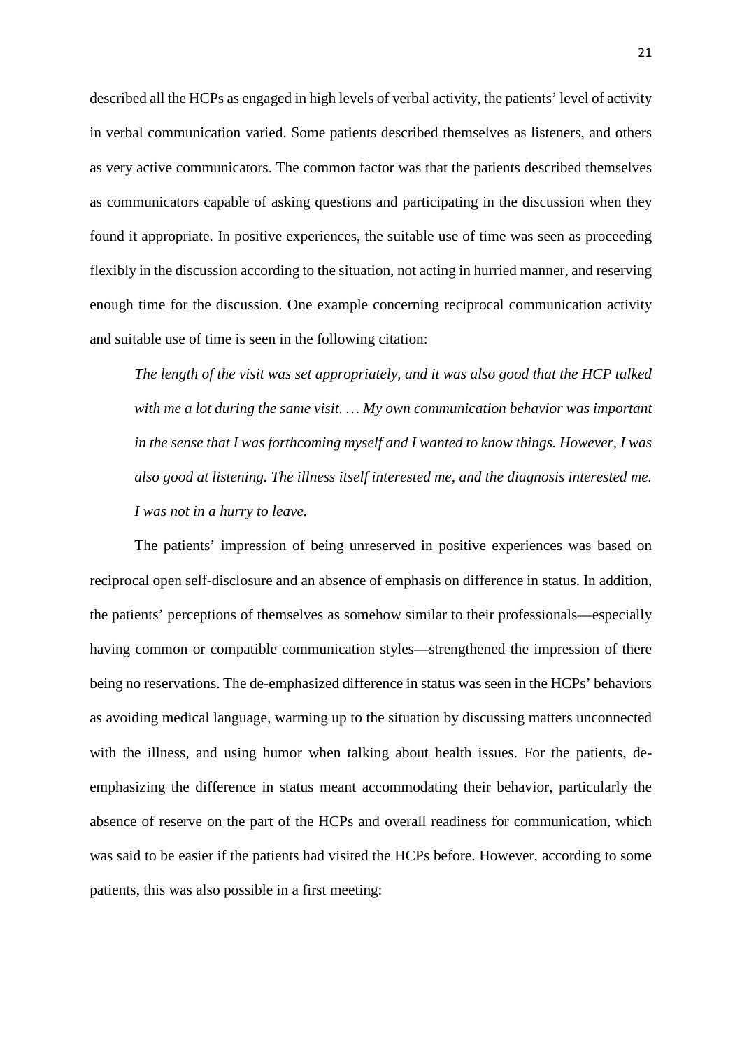described all the HCPs as engaged in high levels of verbal activity, the patients' level of activity in verbal communication varied. Some patients described themselves as listeners, and others as very active communicators. The common factor was that the patients described themselves as communicators capable of asking questions and participating in the discussion when they found it appropriate. In positive experiences, the suitable use of time was seen as proceeding flexibly in the discussion according to the situation, not acting in hurried manner, and reserving enough time for the discussion. One example concerning reciprocal communication activity and suitable use of time is seen in the following citation:

> *The length of the visit was set appropriately, and it was also good that the HCP talked with me a lot during the same visit. … My own communication behavior was important in the sense that I was forthcoming myself and I wanted to know things. However, I was also good at listening. The illness itself interested me, and the diagnosis interested me. I was not in a hurry to leave.*

The patients' impression of being unreserved in positive experiences was based on reciprocal open self-disclosure and an absence of emphasis on difference in status. In addition, the patients' perceptions of themselves as somehow similar to their professionals—especially having common or compatible communication styles—strengthened the impression of there being no reservations. The de-emphasized difference in status was seen in the HCPs' behaviors as avoiding medical language, warming up to the situation by discussing matters unconnected with the illness, and using humor when talking about health issues. For the patients, de-emphasizing the difference in status meant accommodating their behavior, particularly the absence of reserve on the part of the HCPs and overall readiness for communication, which was said to be easier if the patients had visited the HCPs before. However, according to some patients, this was also possible in a first meeting: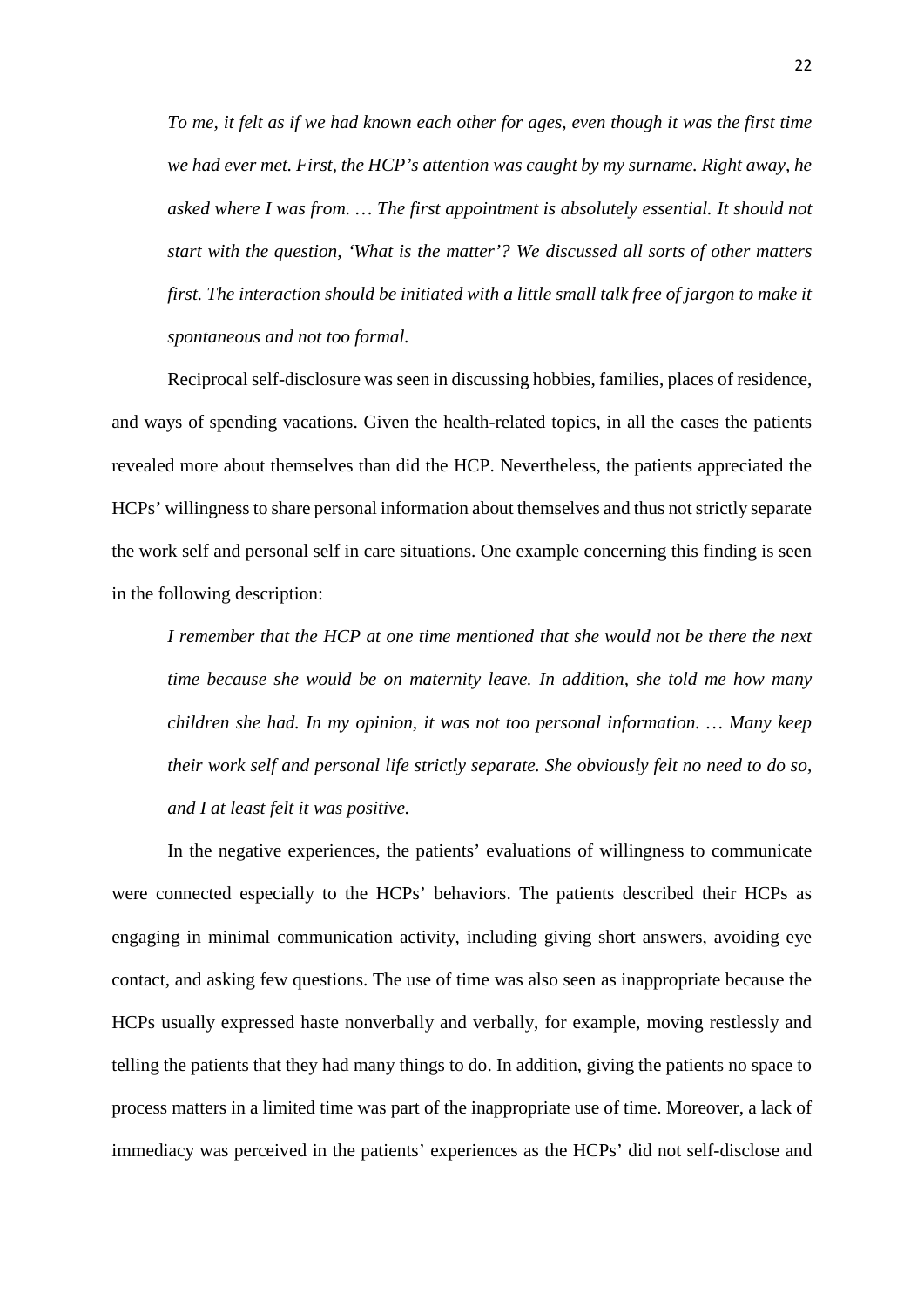*To me, it felt as if we had known each other for ages, even though it was the first time we had ever met. First, the HCP's attention was caught by my surname. Right away, he asked where I was from. … The first appointment is absolutely essential. It should not start with the question, 'What is the matter'? We discussed all sorts of other matters first. The interaction should be initiated with a little small talk free of jargon to make it spontaneous and not too formal.*

Reciprocal self-disclosure was seen in discussing hobbies, families, places of residence, and ways of spending vacations. Given the health-related topics, in all the cases the patients revealed more about themselves than did the HCP. Nevertheless, the patients appreciated the HCPs' willingness to share personal information about themselves and thus not strictly separate the work self and personal self in care situations. One example concerning this finding is seen in the following description:

*I remember that the HCP at one time mentioned that she would not be there the next time because she would be on maternity leave. In addition, she told me how many children she had. In my opinion, it was not too personal information. … Many keep their work self and personal life strictly separate. She obviously felt no need to do so, and I at least felt it was positive.*

In the negative experiences, the patients' evaluations of willingness to communicate were connected especially to the HCPs' behaviors. The patients described their HCPs as engaging in minimal communication activity, including giving short answers, avoiding eye contact, and asking few questions. The use of time was also seen as inappropriate because the HCPs usually expressed haste nonverbally and verbally, for example, moving restlessly and telling the patients that they had many things to do. In addition, giving the patients no space to process matters in a limited time was part of the inappropriate use of time. Moreover, a lack of immediacy was perceived in the patients' experiences as the HCPs' did not self-disclose and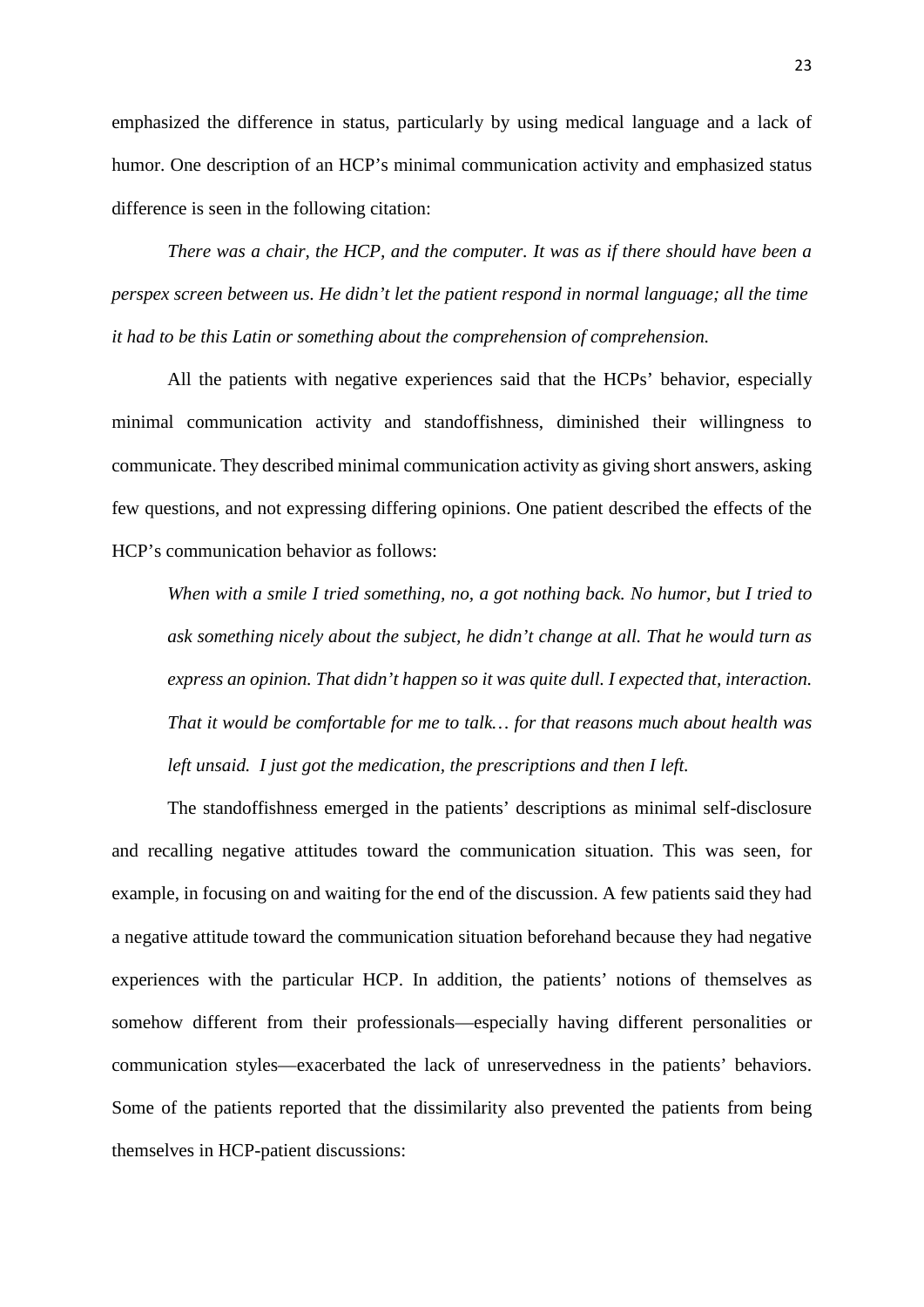emphasized the difference in status, particularly by using medical language and a lack of humor. One description of an HCP's minimal communication activity and emphasized status difference is seen in the following citation:

*There was a chair, the HCP, and the computer. It was as if there should have been a perspex screen between us. He didn't let the patient respond in normal language; all the time it had to be this Latin or something about the comprehension of comprehension.*

All the patients with negative experiences said that the HCPs' behavior, especially minimal communication activity and standoffishness, diminished their willingness to communicate. They described minimal communication activity as giving short answers, asking few questions, and not expressing differing opinions. One patient described the effects of the HCP's communication behavior as follows:

> *When with a smile I tried something, no, a got nothing back. No humor, but I tried to ask something nicely about the subject, he didn't change at all. That he would turn as express an opinion. That didn't happen so it was quite dull. I expected that, interaction. That it would be comfortable for me to talk… for that reasons much about health was left unsaid. I just got the medication, the prescriptions and then I left.*

The standoffishness emerged in the patients' descriptions as minimal self-disclosure and recalling negative attitudes toward the communication situation. This was seen, for example, in focusing on and waiting for the end of the discussion. A few patients said they had a negative attitude toward the communication situation beforehand because they had negative experiences with the particular HCP. In addition, the patients' notions of themselves as somehow different from their professionals—especially having different personalities or communication styles—exacerbated the lack of unreservedness in the patients' behaviors. Some of the patients reported that the dissimilarity also prevented the patients from being themselves in HCP-patient discussions: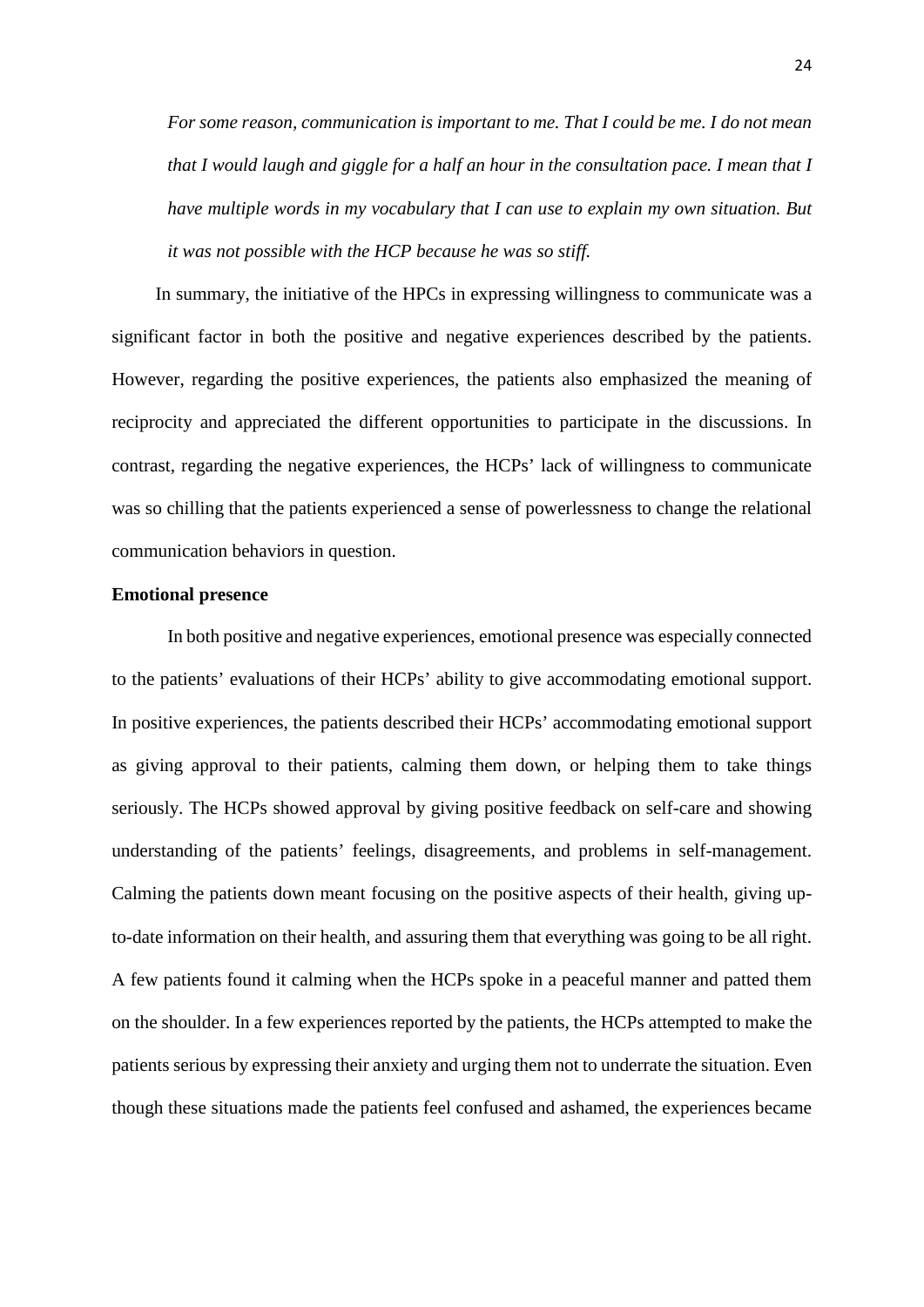*For some reason, communication is important to me. That I could be me. I do not mean that I would laugh and giggle for a half an hour in the consultation pace. I mean that I have multiple words in my vocabulary that I can use to explain my own situation. But it was not possible with the HCP because he was so stiff.*

In summary, the initiative of the HPCs in expressing willingness to communicate was a significant factor in both the positive and negative experiences described by the patients. However, regarding the positive experiences, the patients also emphasized the meaning of reciprocity and appreciated the different opportunities to participate in the discussions. In contrast, regarding the negative experiences, the HCPs' lack of willingness to communicate was so chilling that the patients experienced a sense of powerlessness to change the relational communication behaviors in question.

**Emotional presence**

In both positive and negative experiences, emotional presence was especially connected to the patients' evaluations of their HCPs' ability to give accommodating emotional support. In positive experiences, the patients described their HCPs' accommodating emotional support as giving approval to their patients, calming them down, or helping them to take things seriously. The HCPs showed approval by giving positive feedback on self-care and showing understanding of the patients' feelings, disagreements, and problems in self-management. Calming the patients down meant focusing on the positive aspects of their health, giving up-to-date information on their health, and assuring them that everything was going to be all right. A few patients found it calming when the HCPs spoke in a peaceful manner and patted them on the shoulder. In a few experiences reported by the patients, the HCPs attempted to make the patients serious by expressing their anxiety and urging them not to underrate the situation. Even though these situations made the patients feel confused and ashamed, the experiences became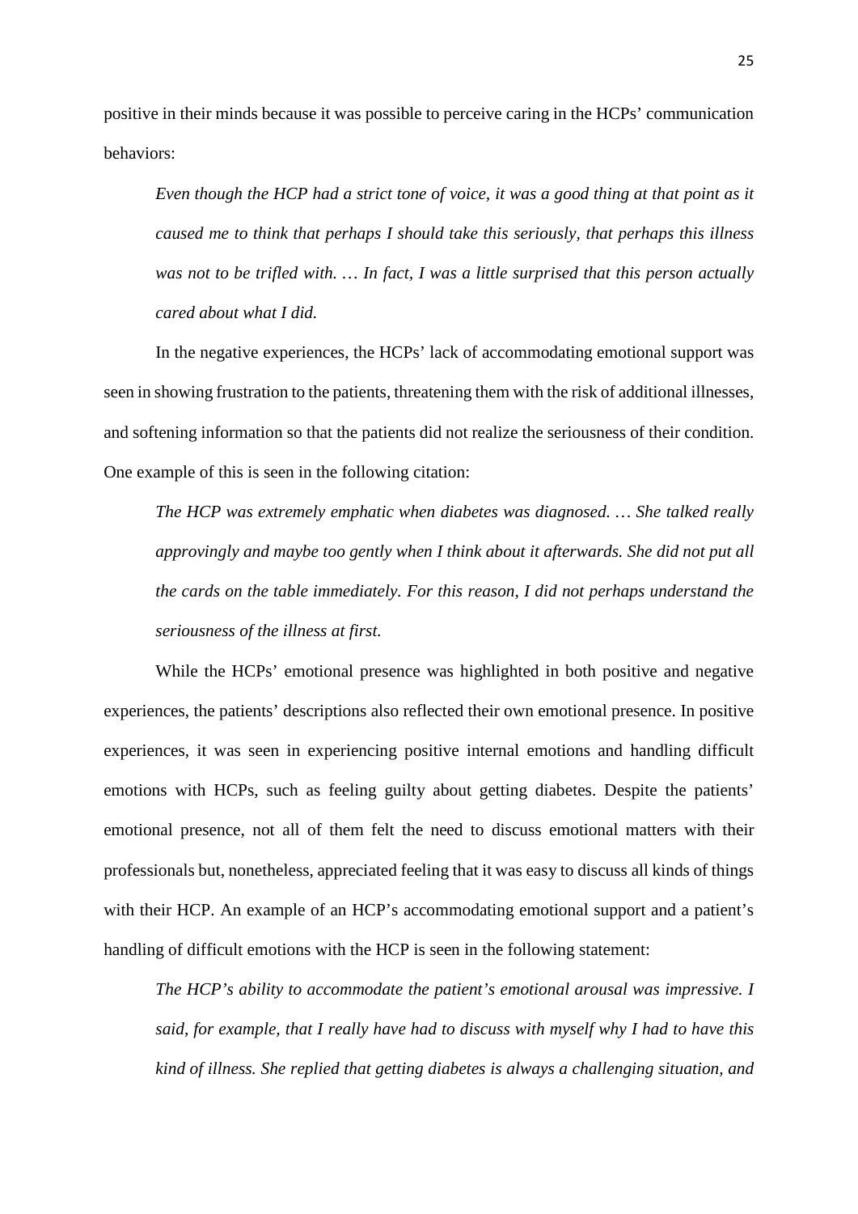positive in their minds because it was possible to perceive caring in the HCPs' communication behaviors:

> *Even though the HCP had a strict tone of voice, it was a good thing at that point as it caused me to think that perhaps I should take this seriously, that perhaps this illness was not to be trifled with. … In fact, I was a little surprised that this person actually cared about what I did.*

In the negative experiences, the HCPs' lack of accommodating emotional support was seen in showing frustration to the patients, threatening them with the risk of additional illnesses, and softening information so that the patients did not realize the seriousness of their condition. One example of this is seen in the following citation:

> *The HCP was extremely emphatic when diabetes was diagnosed. … She talked really approvingly and maybe too gently when I think about it afterwards. She did not put all the cards on the table immediately. For this reason, I did not perhaps understand the seriousness of the illness at first.*

While the HCPs' emotional presence was highlighted in both positive and negative experiences, the patients' descriptions also reflected their own emotional presence. In positive experiences, it was seen in experiencing positive internal emotions and handling difficult emotions with HCPs, such as feeling guilty about getting diabetes. Despite the patients' emotional presence, not all of them felt the need to discuss emotional matters with their professionals but, nonetheless, appreciated feeling that it was easy to discuss all kinds of things with their HCP. An example of an HCP's accommodating emotional support and a patient's handling of difficult emotions with the HCP is seen in the following statement:

> *The HCP's ability to accommodate the patient's emotional arousal was impressive. I said, for example, that I really have had to discuss with myself why I had to have this kind of illness. She replied that getting diabetes is always a challenging situation, and*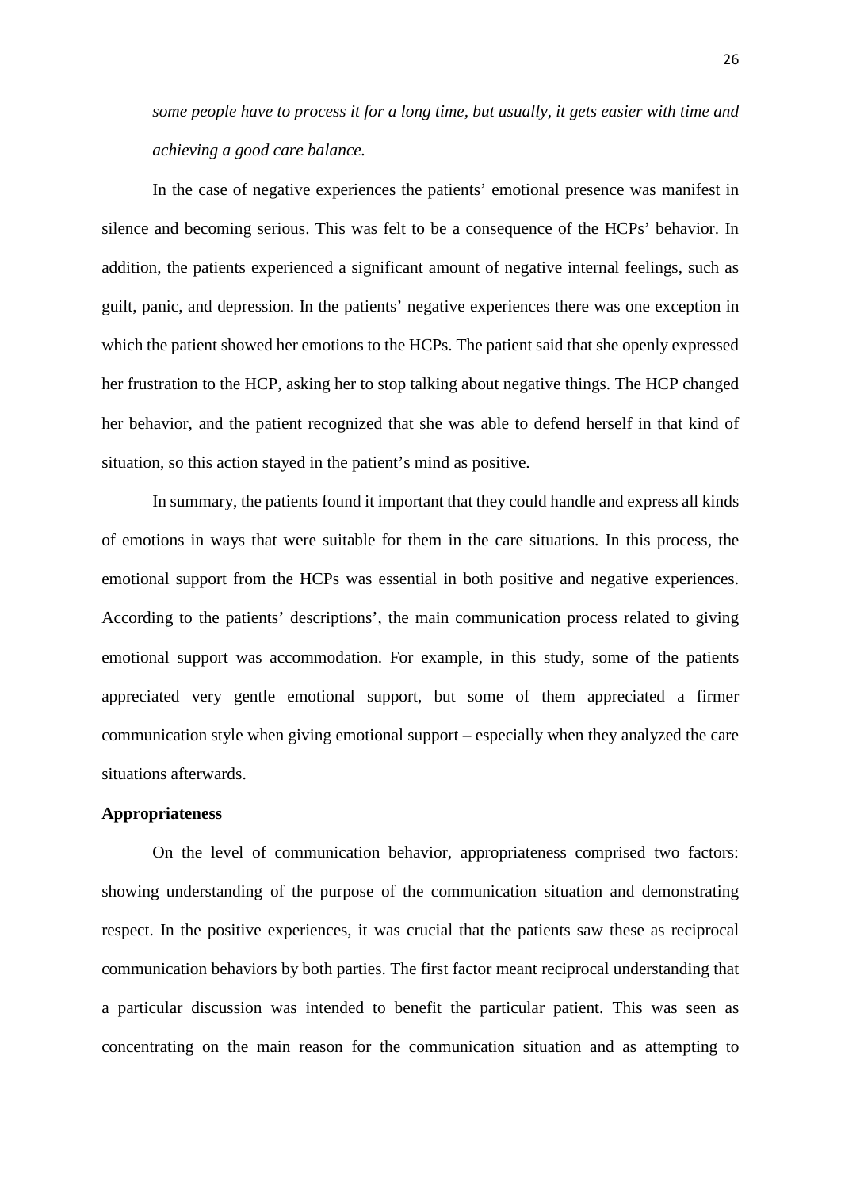*some people have to process it for a long time, but usually, it gets easier with time and achieving a good care balance.*

In the case of negative experiences the patients' emotional presence was manifest in silence and becoming serious. This was felt to be a consequence of the HCPs' behavior. In addition, the patients experienced a significant amount of negative internal feelings, such as guilt, panic, and depression. In the patients' negative experiences there was one exception in which the patient showed her emotions to the HCPs. The patient said that she openly expressed her frustration to the HCP, asking her to stop talking about negative things. The HCP changed her behavior, and the patient recognized that she was able to defend herself in that kind of situation, so this action stayed in the patient's mind as positive.

In summary, the patients found it important that they could handle and express all kinds of emotions in ways that were suitable for them in the care situations. In this process, the emotional support from the HCPs was essential in both positive and negative experiences. According to the patients' descriptions', the main communication process related to giving emotional support was accommodation. For example, in this study, some of the patients appreciated very gentle emotional support, but some of them appreciated a firmer communication style when giving emotional support – especially when they analyzed the care situations afterwards.

**Appropriateness**

On the level of communication behavior, appropriateness comprised two factors: showing understanding of the purpose of the communication situation and demonstrating respect. In the positive experiences, it was crucial that the patients saw these as reciprocal communication behaviors by both parties. The first factor meant reciprocal understanding that a particular discussion was intended to benefit the particular patient. This was seen as concentrating on the main reason for the communication situation and as attempting to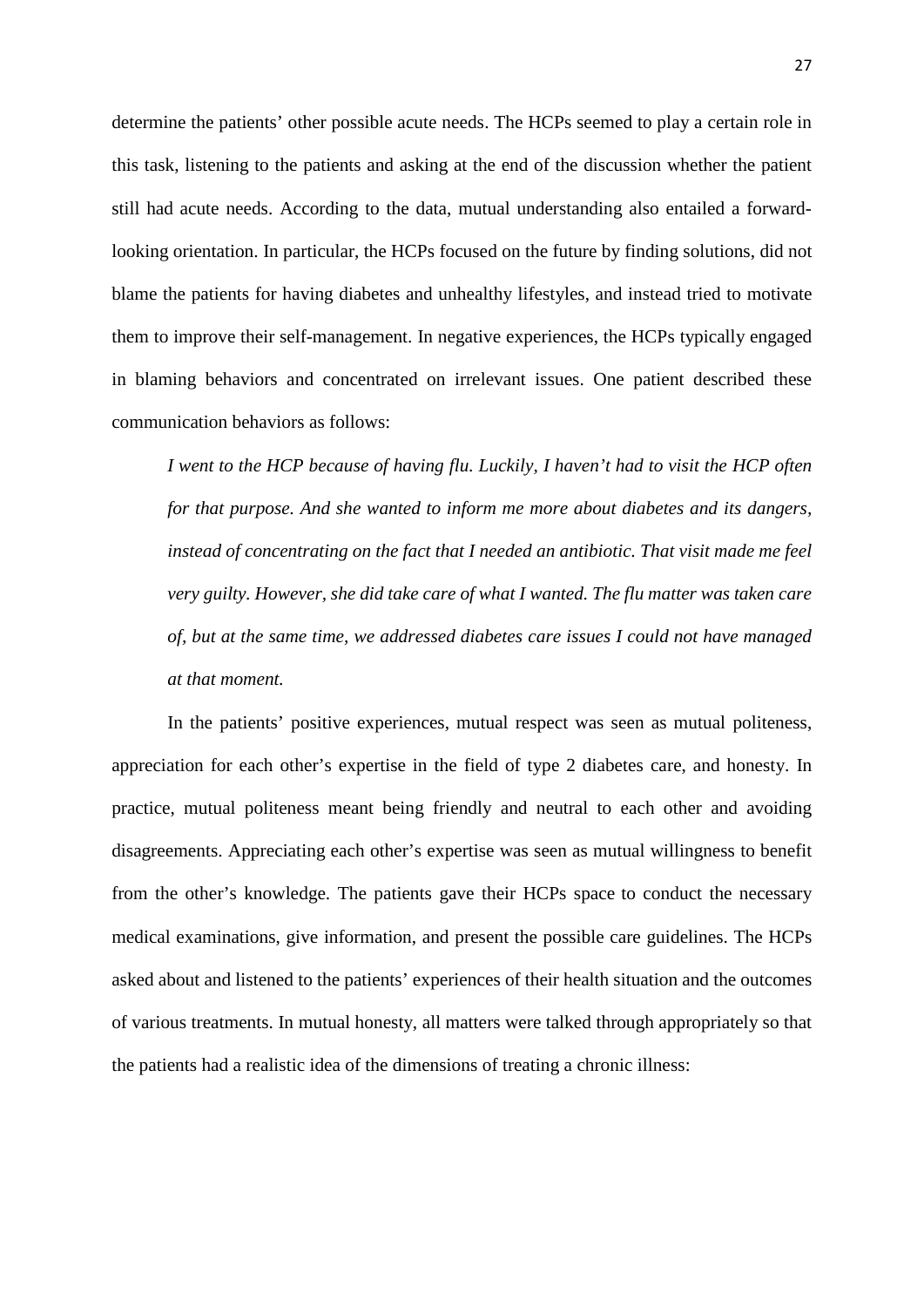determine the patients' other possible acute needs. The HCPs seemed to play a certain role in this task, listening to the patients and asking at the end of the discussion whether the patient still had acute needs. According to the data, mutual understanding also entailed a forward-looking orientation. In particular, the HCPs focused on the future by finding solutions, did not blame the patients for having diabetes and unhealthy lifestyles, and instead tried to motivate them to improve their self-management. In negative experiences, the HCPs typically engaged in blaming behaviors and concentrated on irrelevant issues. One patient described these communication behaviors as follows:

> *I went to the HCP because of having flu. Luckily, I haven't had to visit the HCP often for that purpose. And she wanted to inform me more about diabetes and its dangers, instead of concentrating on the fact that I needed an antibiotic. That visit made me feel very guilty. However, she did take care of what I wanted. The flu matter was taken care of, but at the same time, we addressed diabetes care issues I could not have managed at that moment.*

In the patients' positive experiences, mutual respect was seen as mutual politeness, appreciation for each other's expertise in the field of type 2 diabetes care, and honesty. In practice, mutual politeness meant being friendly and neutral to each other and avoiding disagreements. Appreciating each other's expertise was seen as mutual willingness to benefit from the other's knowledge. The patients gave their HCPs space to conduct the necessary medical examinations, give information, and present the possible care guidelines. The HCPs asked about and listened to the patients' experiences of their health situation and the outcomes of various treatments. In mutual honesty, all matters were talked through appropriately so that the patients had a realistic idea of the dimensions of treating a chronic illness: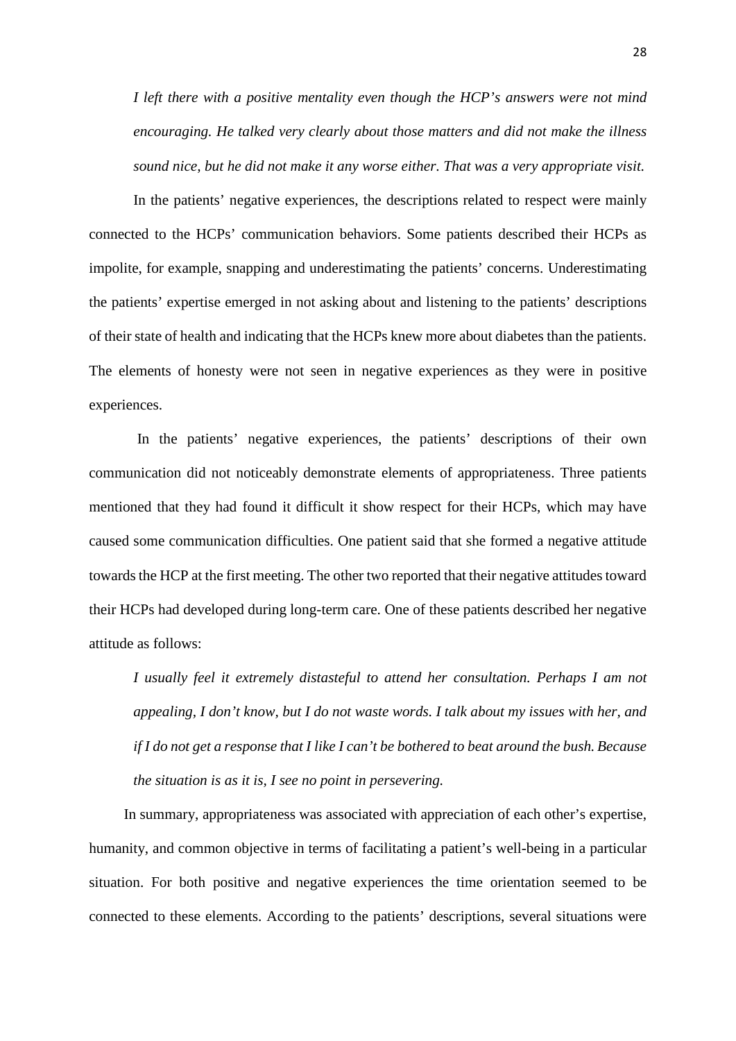*I left there with a positive mentality even though the HCP's answers were not mind encouraging. He talked very clearly about those matters and did not make the illness sound nice, but he did not make it any worse either. That was a very appropriate visit.*

In the patients' negative experiences, the descriptions related to respect were mainly connected to the HCPs' communication behaviors. Some patients described their HCPs as impolite, for example, snapping and underestimating the patients' concerns. Underestimating the patients' expertise emerged in not asking about and listening to the patients' descriptions of their state of health and indicating that the HCPs knew more about diabetes than the patients. The elements of honesty were not seen in negative experiences as they were in positive experiences.

In the patients' negative experiences, the patients' descriptions of their own communication did not noticeably demonstrate elements of appropriateness. Three patients mentioned that they had found it difficult it show respect for their HCPs, which may have caused some communication difficulties. One patient said that she formed a negative attitude towards the HCP at the first meeting. The other two reported that their negative attitudes toward their HCPs had developed during long-term care. One of these patients described her negative attitude as follows:

*I usually feel it extremely distasteful to attend her consultation. Perhaps I am not appealing, I don't know, but I do not waste words. I talk about my issues with her, and if I do not get a response that I like I can't be bothered to beat around the bush. Because the situation is as it is, I see no point in persevering.*

In summary, appropriateness was associated with appreciation of each other's expertise, humanity, and common objective in terms of facilitating a patient's well-being in a particular situation. For both positive and negative experiences the time orientation seemed to be connected to these elements. According to the patients' descriptions, several situations were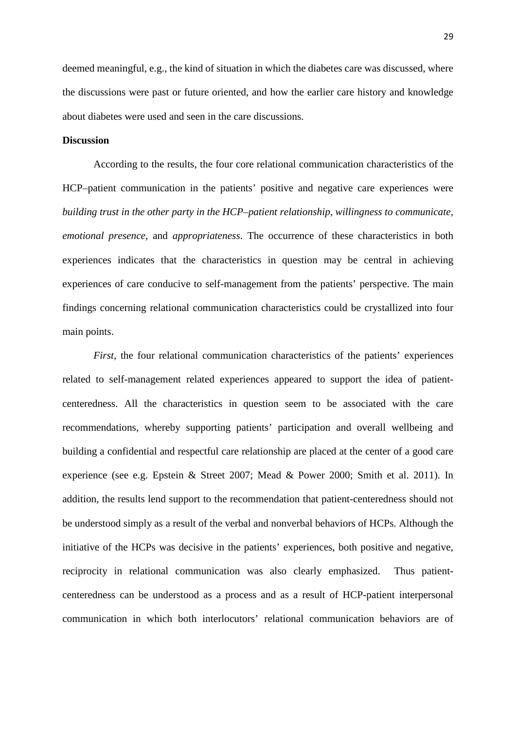deemed meaningful, e.g., the kind of situation in which the diabetes care was discussed, where the discussions were past or future oriented, and how the earlier care history and knowledge about diabetes were used and seen in the care discussions.

**Discussion**

According to the results, the four core relational communication characteristics of the HCP–patient communication in the patients' positive and negative care experiences were *building trust in the other party in the HCP–patient relationship*, *willingness to communicate*, *emotional presence*, and *appropriateness*. The occurrence of these characteristics in both experiences indicates that the characteristics in question may be central in achieving experiences of care conducive to self-management from the patients' perspective. The main findings concerning relational communication characteristics could be crystallized into four main points.

*First*, the four relational communication characteristics of the patients' experiences related to self-management related experiences appeared to support the idea of patient-centeredness. All the characteristics in question seem to be associated with the care recommendations, whereby supporting patients' participation and overall wellbeing and building a confidential and respectful care relationship are placed at the center of a good care experience (see e.g. Epstein & Street 2007; Mead & Power 2000; Smith et al. 2011). In addition, the results lend support to the recommendation that patient-centeredness should not be understood simply as a result of the verbal and nonverbal behaviors of HCPs. Although the initiative of the HCPs was decisive in the patients' experiences, both positive and negative, reciprocity in relational communication was also clearly emphasized. Thus patient-centeredness can be understood as a process and as a result of HCP-patient interpersonal communication in which both interlocutors' relational communication behaviors are of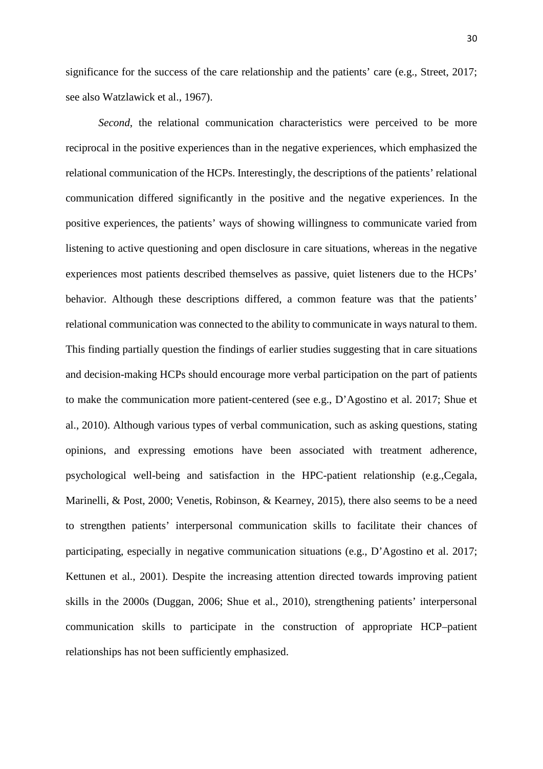significance for the success of the care relationship and the patients' care (e.g., Street, 2017; see also Watzlawick et al., 1967).

*Second*, the relational communication characteristics were perceived to be more reciprocal in the positive experiences than in the negative experiences, which emphasized the relational communication of the HCPs. Interestingly, the descriptions of the patients' relational communication differed significantly in the positive and the negative experiences. In the positive experiences, the patients' ways of showing willingness to communicate varied from listening to active questioning and open disclosure in care situations, whereas in the negative experiences most patients described themselves as passive, quiet listeners due to the HCPs' behavior. Although these descriptions differed, a common feature was that the patients' relational communication was connected to the ability to communicate in ways natural to them. This finding partially question the findings of earlier studies suggesting that in care situations and decision-making HCPs should encourage more verbal participation on the part of patients to make the communication more patient-centered (see e.g., D'Agostino et al. 2017; Shue et al., 2010). Although various types of verbal communication, such as asking questions, stating opinions, and expressing emotions have been associated with treatment adherence, psychological well-being and satisfaction in the HPC-patient relationship (e.g.,Cegala, Marinelli, & Post, 2000; Venetis, Robinson, & Kearney, 2015), there also seems to be a need to strengthen patients' interpersonal communication skills to facilitate their chances of participating, especially in negative communication situations (e.g., D'Agostino et al. 2017; Kettunen et al., 2001). Despite the increasing attention directed towards improving patient skills in the 2000s (Duggan, 2006; Shue et al., 2010), strengthening patients' interpersonal communication skills to participate in the construction of appropriate HCP–patient relationships has not been sufficiently emphasized.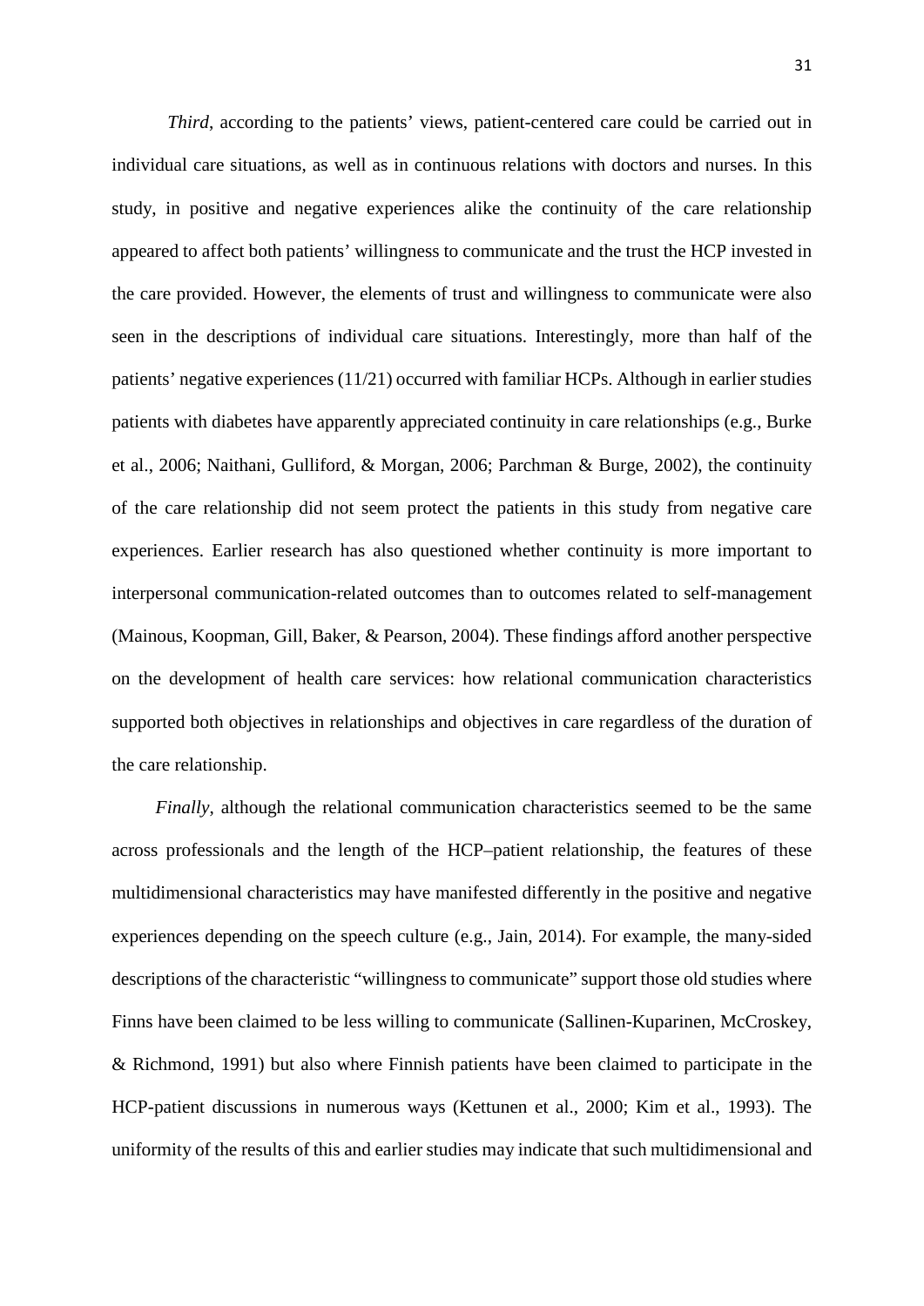*Third*, according to the patients' views, patient-centered care could be carried out in individual care situations, as well as in continuous relations with doctors and nurses. In this study, in positive and negative experiences alike the continuity of the care relationship appeared to affect both patients' willingness to communicate and the trust the HCP invested in the care provided. However, the elements of trust and willingness to communicate were also seen in the descriptions of individual care situations. Interestingly, more than half of the patients' negative experiences (11/21) occurred with familiar HCPs. Although in earlier studies patients with diabetes have apparently appreciated continuity in care relationships (e.g., Burke et al., 2006; Naithani, Gulliford, & Morgan, 2006; Parchman & Burge, 2002), the continuity of the care relationship did not seem protect the patients in this study from negative care experiences. Earlier research has also questioned whether continuity is more important to interpersonal communication-related outcomes than to outcomes related to self-management (Mainous, Koopman, Gill, Baker, & Pearson, 2004). These findings afford another perspective on the development of health care services: how relational communication characteristics supported both objectives in relationships and objectives in care regardless of the duration of the care relationship.

*Finally*, although the relational communication characteristics seemed to be the same across professionals and the length of the HCP–patient relationship, the features of these multidimensional characteristics may have manifested differently in the positive and negative experiences depending on the speech culture (e.g., Jain, 2014). For example, the many-sided descriptions of the characteristic "willingness to communicate" support those old studies where Finns have been claimed to be less willing to communicate (Sallinen-Kuparinen, McCroskey, & Richmond, 1991) but also where Finnish patients have been claimed to participate in the HCP-patient discussions in numerous ways (Kettunen et al., 2000; Kim et al., 1993). The uniformity of the results of this and earlier studies may indicate that such multidimensional and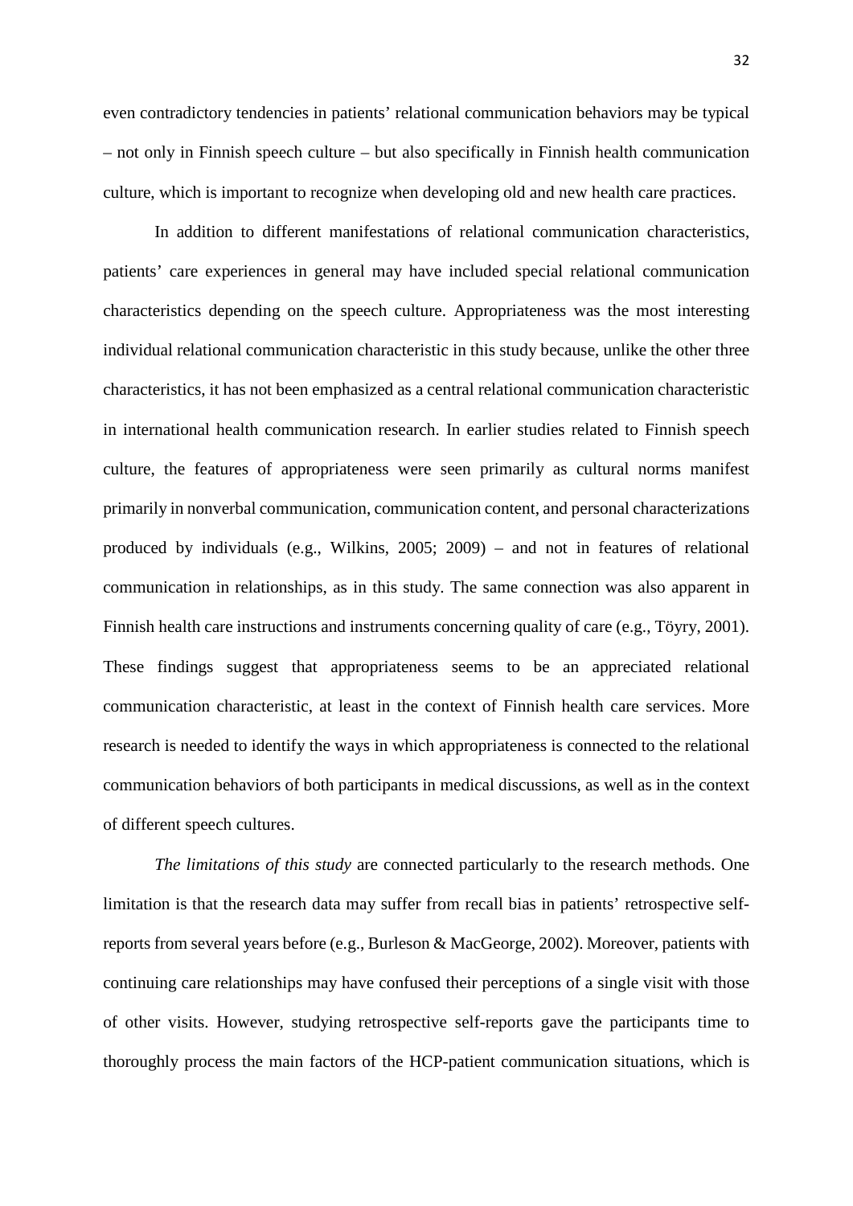even contradictory tendencies in patients' relational communication behaviors may be typical – not only in Finnish speech culture – but also specifically in Finnish health communication culture, which is important to recognize when developing old and new health care practices.

In addition to different manifestations of relational communication characteristics, patients' care experiences in general may have included special relational communication characteristics depending on the speech culture. Appropriateness was the most interesting individual relational communication characteristic in this study because, unlike the other three characteristics, it has not been emphasized as a central relational communication characteristic in international health communication research. In earlier studies related to Finnish speech culture, the features of appropriateness were seen primarily as cultural norms manifest primarily in nonverbal communication, communication content, and personal characterizations produced by individuals (e.g., Wilkins, 2005; 2009) – and not in features of relational communication in relationships, as in this study. The same connection was also apparent in Finnish health care instructions and instruments concerning quality of care (e.g., Töyry, 2001). These findings suggest that appropriateness seems to be an appreciated relational communication characteristic, at least in the context of Finnish health care services. More research is needed to identify the ways in which appropriateness is connected to the relational communication behaviors of both participants in medical discussions, as well as in the context of different speech cultures.

*The limitations of this study* are connected particularly to the research methods. One limitation is that the research data may suffer from recall bias in patients' retrospective self-reports from several years before (e.g., Burleson & MacGeorge, 2002). Moreover, patients with continuing care relationships may have confused their perceptions of a single visit with those of other visits. However, studying retrospective self-reports gave the participants time to thoroughly process the main factors of the HCP-patient communication situations, which is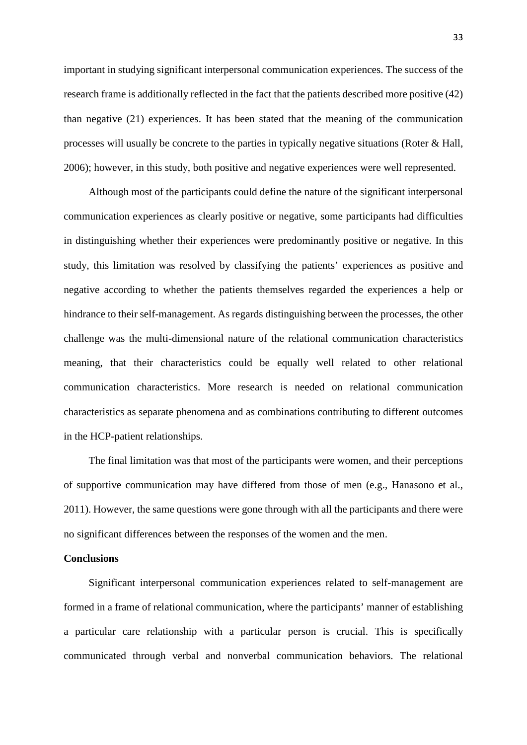important in studying significant interpersonal communication experiences. The success of the research frame is additionally reflected in the fact that the patients described more positive (42) than negative (21) experiences. It has been stated that the meaning of the communication processes will usually be concrete to the parties in typically negative situations (Roter & Hall, 2006); however, in this study, both positive and negative experiences were well represented.

Although most of the participants could define the nature of the significant interpersonal communication experiences as clearly positive or negative, some participants had difficulties in distinguishing whether their experiences were predominantly positive or negative. In this study, this limitation was resolved by classifying the patients' experiences as positive and negative according to whether the patients themselves regarded the experiences a help or hindrance to their self-management. As regards distinguishing between the processes, the other challenge was the multi-dimensional nature of the relational communication characteristics meaning, that their characteristics could be equally well related to other relational communication characteristics. More research is needed on relational communication characteristics as separate phenomena and as combinations contributing to different outcomes in the HCP-patient relationships.

The final limitation was that most of the participants were women, and their perceptions of supportive communication may have differed from those of men (e.g., Hanasono et al., 2011). However, the same questions were gone through with all the participants and there were no significant differences between the responses of the women and the men.

**Conclusions**

Significant interpersonal communication experiences related to self-management are formed in a frame of relational communication, where the participants' manner of establishing a particular care relationship with a particular person is crucial. This is specifically communicated through verbal and nonverbal communication behaviors. The relational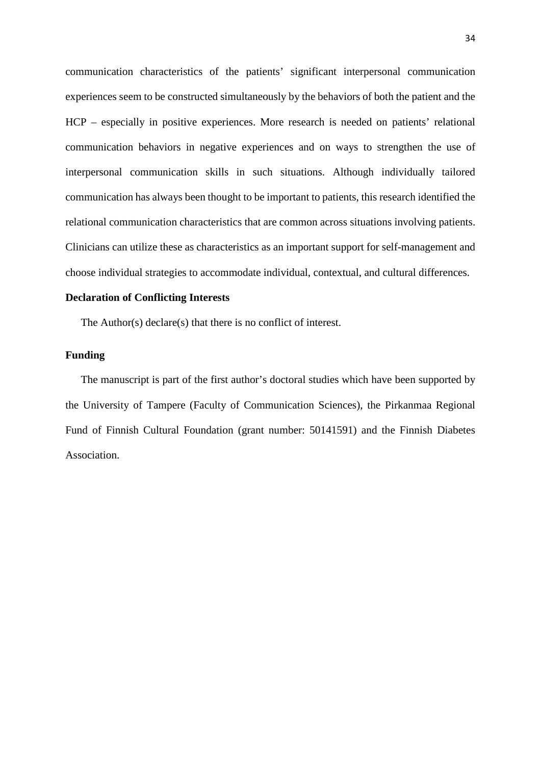communication characteristics of the patients' significant interpersonal communication experiences seem to be constructed simultaneously by the behaviors of both the patient and the HCP – especially in positive experiences. More research is needed on patients' relational communication behaviors in negative experiences and on ways to strengthen the use of interpersonal communication skills in such situations. Although individually tailored communication has always been thought to be important to patients, this research identified the relational communication characteristics that are common across situations involving patients. Clinicians can utilize these as characteristics as an important support for self-management and choose individual strategies to accommodate individual, contextual, and cultural differences.

**Declaration of Conflicting Interests**

The Author(s) declare(s) that there is no conflict of interest.

**Funding**

The manuscript is part of the first author's doctoral studies which have been supported by the University of Tampere (Faculty of Communication Sciences), the Pirkanmaa Regional Fund of Finnish Cultural Foundation (grant number: 50141591) and the Finnish Diabetes Association.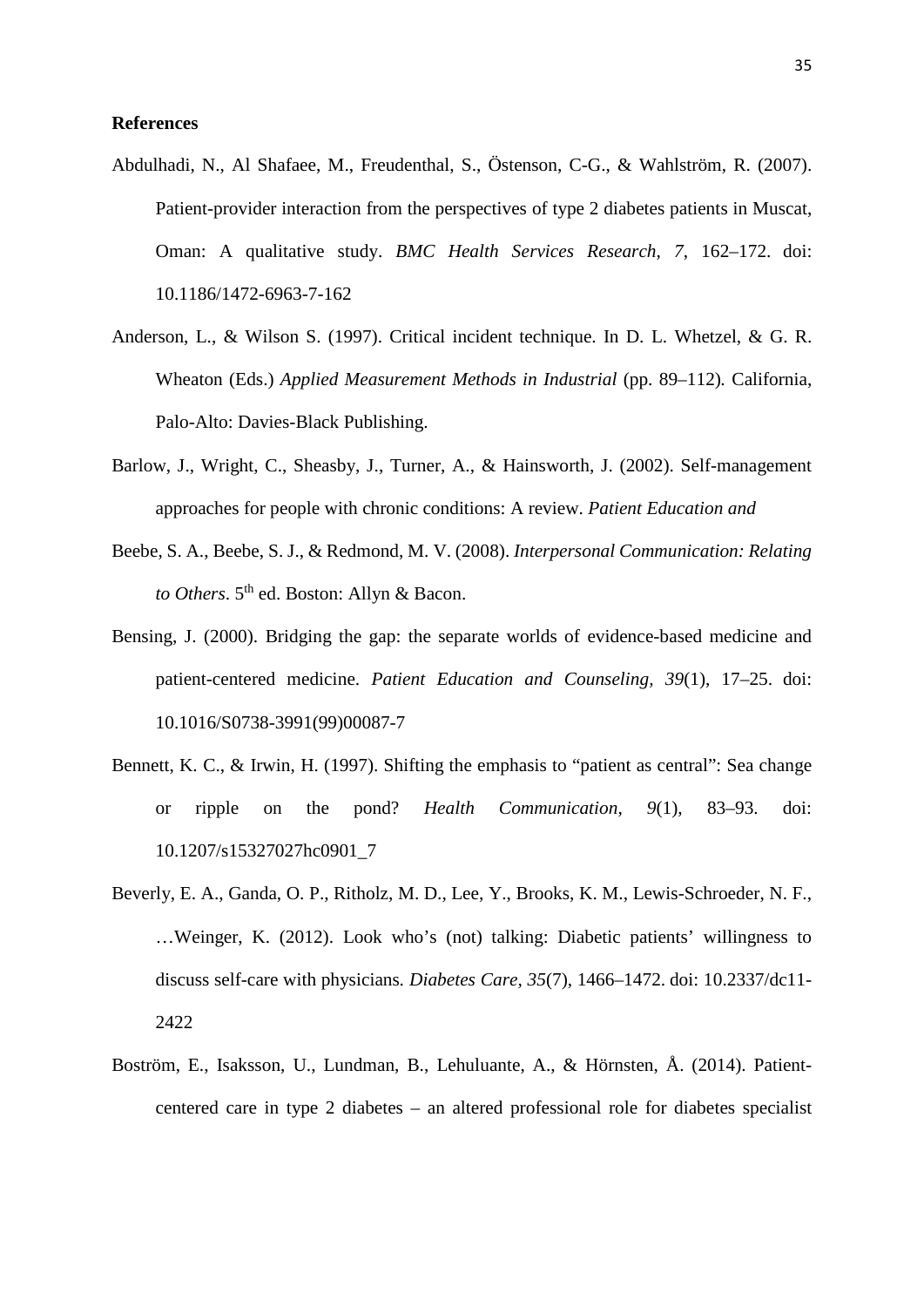**References**

Abdulhadi, N., Al Shafaee, M., Freudenthal, S., Östenson, C-G., & Wahlström, R. (2007). Patient-provider interaction from the perspectives of type 2 diabetes patients in Muscat, Oman: A qualitative study. *BMC Health Services Research, 7*, 162–172. doi: 10.1186/1472-6963-7-162

Anderson, L., & Wilson S. (1997). Critical incident technique. In D. L. Whetzel, & G. R. Wheaton (Eds.) *Applied Measurement Methods in Industrial* (pp. 89–112)*.* California, Palo-Alto: Davies-Black Publishing.

Barlow, J., Wright, C., Sheasby, J., Turner, A., & Hainsworth, J. (2002). Self-management approaches for people with chronic conditions: A review. *Patient Education and*

Beebe, S. A., Beebe, S. J., & Redmond, M. V. (2008). *Interpersonal Communication: Relating to Others*. 5th ed. Boston: Allyn & Bacon.

Bensing, J. (2000). Bridging the gap: the separate worlds of evidence-based medicine and patient-centered medicine. *Patient Education and Counseling, 39*(1), 17–25. doi: 10.1016/S0738-3991(99)00087-7

Bennett, K. C., & Irwin, H. (1997). Shifting the emphasis to "patient as central": Sea change or ripple on the pond? *Health Communication*, *9*(1), 83–93. doi: 10.1207/s15327027hc0901_7

Beverly, E. A., Ganda, O. P., Ritholz, M. D., Lee, Y., Brooks, K. M., Lewis-Schroeder, N. F., …Weinger, K. (2012). Look who's (not) talking: Diabetic patients' willingness to discuss self-care with physicians*. Diabetes Care, 35*(7), 1466–1472. doi: 10.2337/dc11-2422

Boström, E., Isaksson, U., Lundman, B., Lehuluante, A., & Hörnsten, Å. (2014). Patient-centered care in type 2 diabetes – an altered professional role for diabetes specialist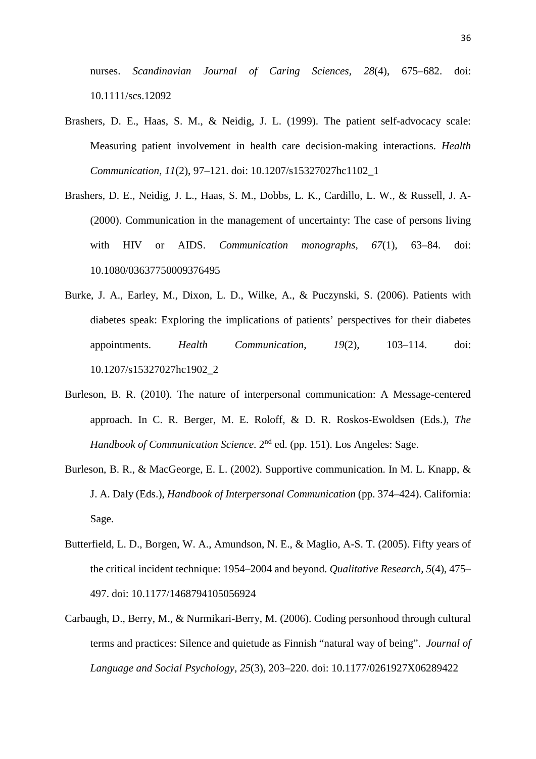nurses. *Scandinavian Journal of Caring Sciences*, *28*(4), 675–682. doi: 10.1111/scs.12092

Brashers, D. E., Haas, S. M., & Neidig, J. L. (1999). The patient self-advocacy scale: Measuring patient involvement in health care decision-making interactions. *Health Communication*, *11*(2), 97–121. doi: 10.1207/s15327027hc1102_1

Brashers, D. E., Neidig, J. L., Haas, S. M., Dobbs, L. K., Cardillo, L. W., & Russell, J. A- (2000). Communication in the management of uncertainty: The case of persons living with HIV or AIDS. *Communication monographs*, *67*(1), 63–84. doi: 10.1080/03637750009376495

Burke, J. A., Earley, M., Dixon, L. D., Wilke, A., & Puczynski, S. (2006). Patients with diabetes speak: Exploring the implications of patients' perspectives for their diabetes appointments. *Health Communication*, *19*(2), 103–114. doi: 10.1207/s15327027hc1902_2

Burleson, B. R. (2010). The nature of interpersonal communication: A Message-centered approach. In C. R. Berger, M. E. Roloff, & D. R. Roskos-Ewoldsen (Eds.), *The Handbook of Communication Science*. 2nd ed. (pp. 151). Los Angeles: Sage.

Burleson, B. R., & MacGeorge, E. L. (2002). Supportive communication. In M. L. Knapp, & J. A. Daly (Eds.), *Handbook of Interpersonal Communication* (pp. 374–424). California: Sage.

Butterfield, L. D., Borgen, W. A., Amundson, N. E., & Maglio, A-S. T. (2005). Fifty years of the critical incident technique: 1954–2004 and beyond. *Qualitative Research*, *5*(4), 475–497. doi: 10.1177/1468794105056924

Carbaugh, D., Berry, M., & Nurmikari-Berry, M. (2006). Coding personhood through cultural terms and practices: Silence and quietude as Finnish "natural way of being". *Journal of Language and Social Psychology*, *25*(3), 203–220. doi: 10.1177/0261927X06289422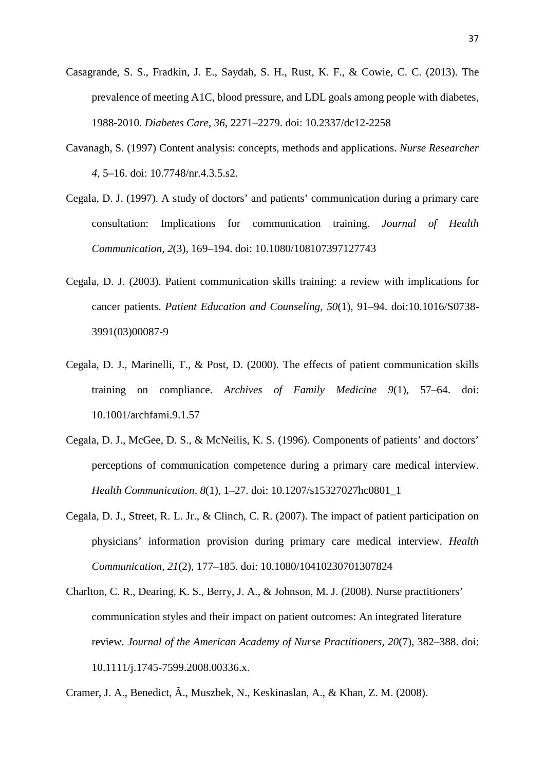Casagrande, S. S., Fradkin, J. E., Saydah, S. H., Rust, K. F., & Cowie, C. C. (2013). The prevalence of meeting A1C, blood pressure, and LDL goals among people with diabetes, 1988-2010. *Diabetes Care*, *36*, 2271–2279. doi: 10.2337/dc12-2258

Cavanagh, S. (1997) Content analysis: concepts, methods and applications. *Nurse Researcher 4*, 5–16. doi: 10.7748/nr.4.3.5.s2.

Cegala, D. J. (1997). A study of doctors' and patients' communication during a primary care consultation: Implications for communication training. *Journal of Health Communication, 2*(3), 169–194. doi: 10.1080/108107397127743

Cegala, D. J. (2003). Patient communication skills training: a review with implications for cancer patients. *Patient Education and Counseling, 50*(1), 91–94. doi:10.1016/S0738-3991(03)00087-9

Cegala, D. J., Marinelli, T., & Post, D. (2000). The effects of patient communication skills training on compliance. *Archives of Family Medicine 9*(1), 57–64. doi: 10.1001/archfami.9.1.57

Cegala, D. J., McGee, D. S., & McNeilis, K. S. (1996). Components of patients' and doctors' perceptions of communication competence during a primary care medical interview. *Health Communication*, *8*(1), 1–27. doi: 10.1207/s15327027hc0801_1

Cegala, D. J., Street, R. L. Jr., & Clinch, C. R. (2007). The impact of patient participation on physicians' information provision during primary care medical interview. *Health Communication*, *21*(2), 177–185. doi: 10.1080/10410230701307824

Charlton, C. R., Dearing, K. S., Berry, J. A., & Johnson, M. J. (2008). Nurse practitioners' communication styles and their impact on patient outcomes: An integrated literature review. *Journal of the American Academy of Nurse Practitioners, 20*(7), 382–388. doi: 10.1111/j.1745-7599.2008.00336.x.

Cramer, J. A., Benedict, Ã., Muszbek, N., Keskinaslan, A., & Khan, Z. M. (2008).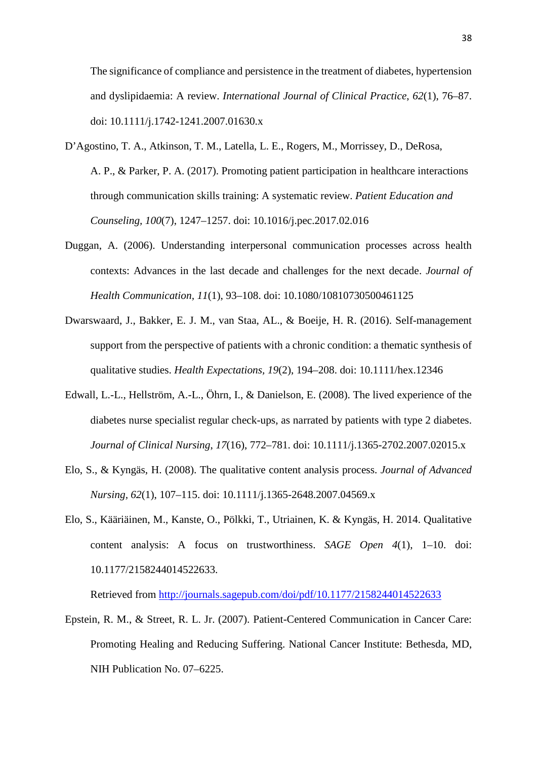The significance of compliance and persistence in the treatment of diabetes, hypertension and dyslipidaemia: A review. *International Journal of Clinical Practice*, *62*(1), 76–87. doi: 10.1111/j.1742-1241.2007.01630.x

D'Agostino, T. A., Atkinson, T. M., Latella, L. E., Rogers, M., Morrissey, D., DeRosa, A. P., & Parker, P. A. (2017). Promoting patient participation in healthcare interactions through communication skills training: A systematic review. *Patient Education and Counseling, 100*(7), 1247–1257. doi: 10.1016/j.pec.2017.02.016

Duggan, A. (2006). Understanding interpersonal communication processes across health contexts: Advances in the last decade and challenges for the next decade. *Journal of Health Communication, 11*(1), 93–108. doi: 10.1080/10810730500461125

Dwarswaard, J., Bakker, E. J. M., van Staa, AL., & Boeije, H. R. (2016). Self-management support from the perspective of patients with a chronic condition: a thematic synthesis of qualitative studies. *Health Expectations, 19*(2), 194–208. doi: 10.1111/hex.12346

Edwall, L.-L., Hellström, A.-L., Öhrn, I., & Danielson, E. (2008). The lived experience of the diabetes nurse specialist regular check-ups, as narrated by patients with type 2 diabetes. *Journal of Clinical Nursing*, *17*(16), 772–781. doi: 10.1111/j.1365-2702.2007.02015.x

Elo, S., & Kyngäs, H. (2008). The qualitative content analysis process. *Journal of Advanced Nursing*, *62*(1), 107–115. doi: 10.1111/j.1365-2648.2007.04569.x

Elo, S., Kääriäinen, M., Kanste, O., Pölkki, T., Utriainen, K. & Kyngäs, H. 2014. Qualitative content analysis: A focus on trustworthiness. *SAGE Open* *4*(1), 1–10. doi: 10.1177/2158244014522633.

Retrieved from http://journals.sagepub.com/doi/pdf/10.1177/2158244014522633

Epstein, R. M., & Street, R. L. Jr. (2007). Patient-Centered Communication in Cancer Care: Promoting Healing and Reducing Suffering. National Cancer Institute: Bethesda, MD, NIH Publication No. 07–6225.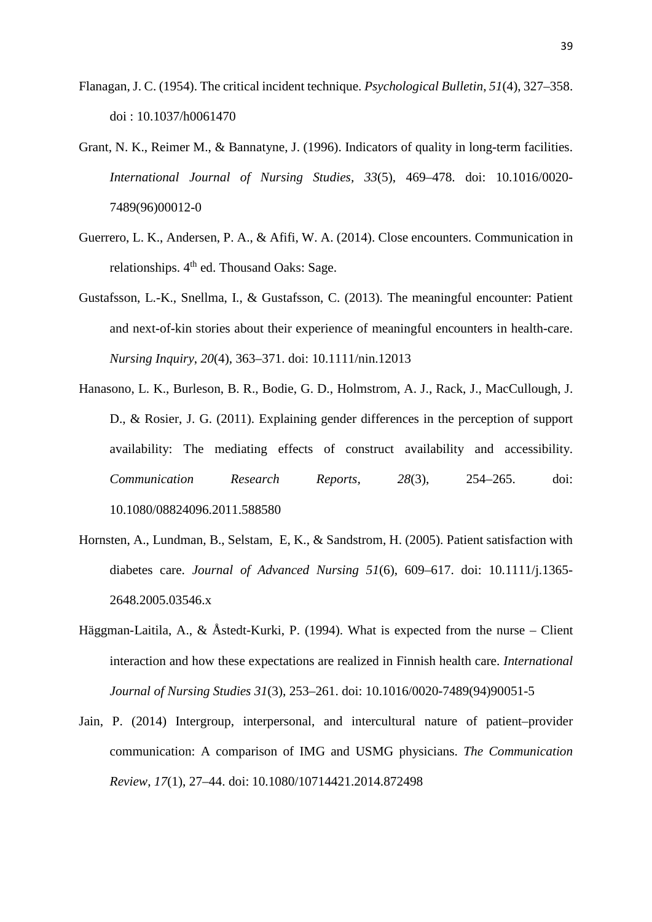Flanagan, J. C. (1954). The critical incident technique. *Psychological Bulletin*, *51*(4), 327–358. doi : 10.1037/h0061470

Grant, N. K., Reimer M., & Bannatyne, J. (1996). Indicators of quality in long-term facilities. *International Journal of Nursing Studies*, *33*(5), 469–478. doi: 10.1016/0020-7489(96)00012-0

Guerrero, L. K., Andersen, P. A., & Afifi, W. A. (2014). Close encounters. Communication in relationships. 4th ed. Thousand Oaks: Sage.

Gustafsson, L.-K., Snellma, I., & Gustafsson, C. (2013). The meaningful encounter: Patient and next-of-kin stories about their experience of meaningful encounters in health-care. *Nursing Inquiry*, *20*(4), 363–371. doi: 10.1111/nin.12013

Hanasono, L. K., Burleson, B. R., Bodie, G. D., Holmstrom, A. J., Rack, J., MacCullough, J. D., & Rosier, J. G. (2011). Explaining gender differences in the perception of support availability: The mediating effects of construct availability and accessibility. *Communication Research Reports*, *28*(3), 254–265. doi: 10.1080/08824096.2011.588580

Hornsten, A., Lundman, B., Selstam, E, K., & Sandstrom, H. (2005). Patient satisfaction with diabetes care. *Journal of Advanced Nursing 51*(6), 609–617. doi: 10.1111/j.1365-2648.2005.03546.x

Häggman-Laitila, A., & Åstedt-Kurki, P. (1994). What is expected from the nurse – Client interaction and how these expectations are realized in Finnish health care. *International Journal of Nursing Studies 31*(3), 253–261. doi: 10.1016/0020-7489(94)90051-5

Jain, P. (2014) Intergroup, interpersonal, and intercultural nature of patient–provider communication: A comparison of IMG and USMG physicians. *The Communication Review*, *17*(1), 27–44. doi: 10.1080/10714421.2014.872498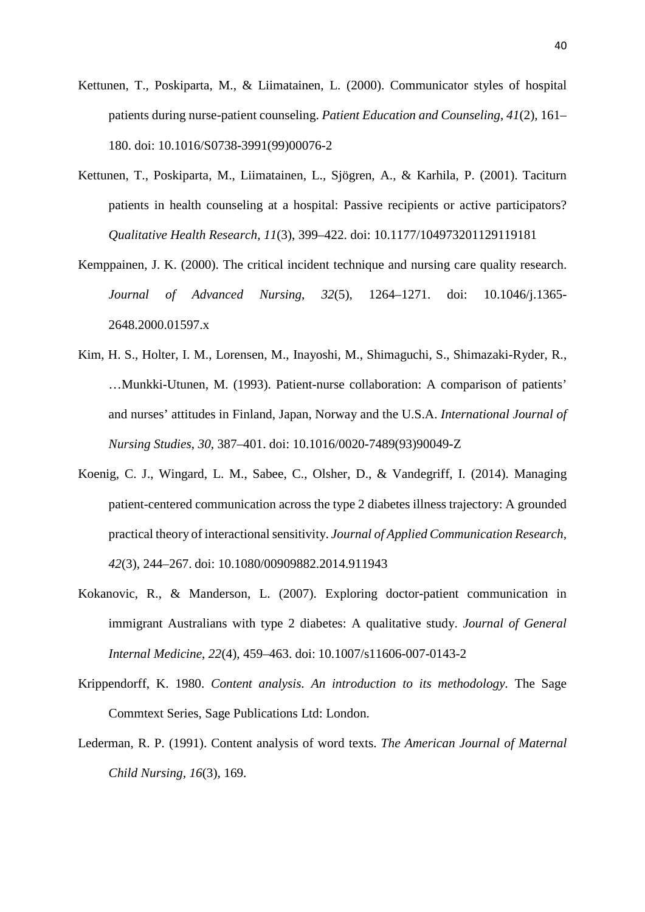Kettunen, T., Poskiparta, M., & Liimatainen, L. (2000). Communicator styles of hospital patients during nurse-patient counseling. *Patient Education and Counseling*, *41*(2), 161–180. doi: 10.1016/S0738-3991(99)00076-2

Kettunen, T., Poskiparta, M., Liimatainen, L., Sjögren, A., & Karhila, P. (2001). Taciturn patients in health counseling at a hospital: Passive recipients or active participators? *Qualitative Health Research, 11*(3), 399–422. doi: 10.1177/104973201129119181

Kemppainen, J. K. (2000). The critical incident technique and nursing care quality research. *Journal of Advanced Nursing*, *32*(5), 1264–1271. doi: 10.1046/j.1365-2648.2000.01597.x

Kim, H. S., Holter, I. M., Lorensen, M., Inayoshi, M., Shimaguchi, S., Shimazaki-Ryder, R., …Munkki-Utunen, M. (1993). Patient-nurse collaboration: A comparison of patients' and nurses' attitudes in Finland, Japan, Norway and the U.S.A. *International Journal of Nursing Studies*, *30*, 387–401. doi: 10.1016/0020-7489(93)90049-Z

Koenig, C. J., Wingard, L. M., Sabee, C., Olsher, D., & Vandegriff, I. (2014). Managing patient-centered communication across the type 2 diabetes illness trajectory: A grounded practical theory of interactional sensitivity. *Journal of Applied Communication Research, 42*(3), 244–267. doi: 10.1080/00909882.2014.911943

Kokanovic, R., & Manderson, L. (2007). Exploring doctor-patient communication in immigrant Australians with type 2 diabetes: A qualitative study. *Journal of General Internal Medicine*, *22*(4), 459–463. doi: 10.1007/s11606-007-0143-2

Krippendorff, K. 1980. *Content analysis. An introduction to its methodology.* The Sage Commtext Series, Sage Publications Ltd: London.

Lederman, R. P. (1991). Content analysis of word texts. *The American Journal of Maternal Child Nursing, 16*(3), 169.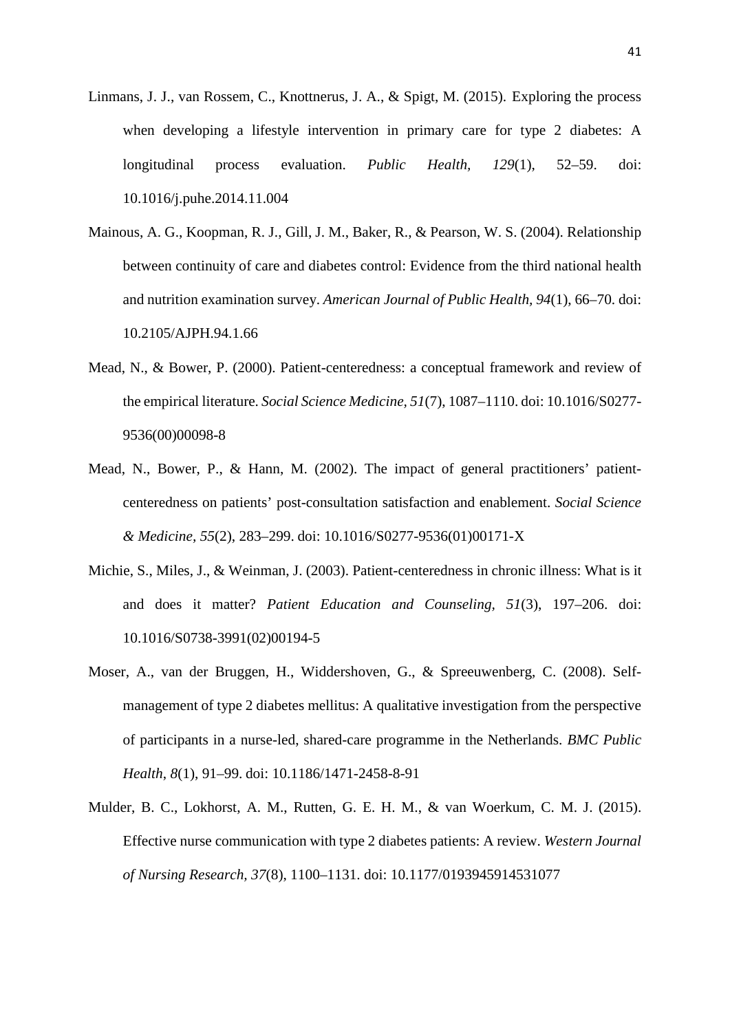Linmans, J. J., van Rossem, C., Knottnerus, J. A., & Spigt, M. (2015). Exploring the process when developing a lifestyle intervention in primary care for type 2 diabetes: A longitudinal process evaluation. *Public Health, 129*(1), 52–59. doi: 10.1016/j.puhe.2014.11.004

Mainous, A. G., Koopman, R. J., Gill, J. M., Baker, R., & Pearson, W. S. (2004). Relationship between continuity of care and diabetes control: Evidence from the third national health and nutrition examination survey. *American Journal of Public Health, 94*(1), 66–70. doi: 10.2105/AJPH.94.1.66

Mead, N., & Bower, P. (2000). Patient-centeredness: a conceptual framework and review of the empirical literature. *Social Science Medicine, 51*(7), 1087–1110. doi: 10.1016/S0277-9536(00)00098-8

Mead, N., Bower, P., & Hann, M. (2002). The impact of general practitioners' patient-centeredness on patients' post-consultation satisfaction and enablement. *Social Science & Medicine, 55*(2), 283–299. doi: 10.1016/S0277-9536(01)00171-X

Michie, S., Miles, J., & Weinman, J. (2003). Patient-centeredness in chronic illness: What is it and does it matter? *Patient Education and Counseling, 51*(3), 197–206. doi: 10.1016/S0738-3991(02)00194-5

Moser, A., van der Bruggen, H., Widdershoven, G., & Spreeuwenberg, C. (2008). Self-management of type 2 diabetes mellitus: A qualitative investigation from the perspective of participants in a nurse-led, shared-care programme in the Netherlands. *BMC Public Health, 8*(1), 91–99. doi: 10.1186/1471-2458-8-91

Mulder, B. C., Lokhorst, A. M., Rutten, G. E. H. M., & van Woerkum, C. M. J. (2015). Effective nurse communication with type 2 diabetes patients: A review. *Western Journal of Nursing Research, 37*(8), 1100–1131. doi: 10.1177/0193945914531077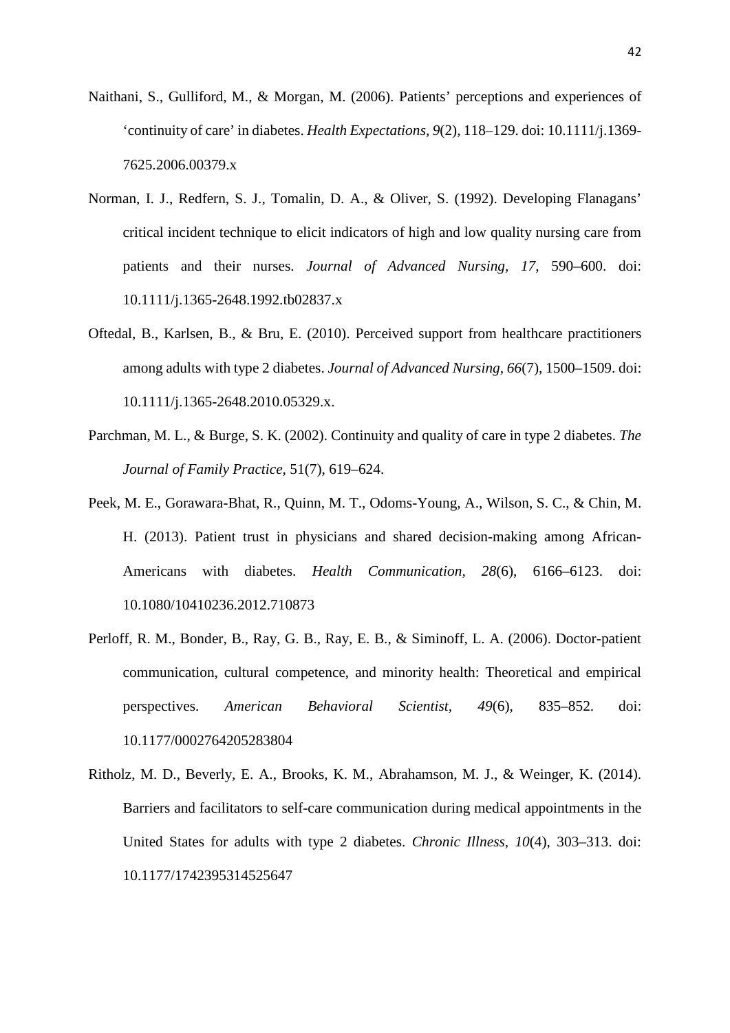Naithani, S., Gulliford, M., & Morgan, M. (2006). Patients' perceptions and experiences of 'continuity of care' in diabetes. *Health Expectations, 9*(2), 118–129. doi: 10.1111/j.1369-7625.2006.00379.x

Norman, I. J., Redfern, S. J., Tomalin, D. A., & Oliver, S. (1992). Developing Flanagans' critical incident technique to elicit indicators of high and low quality nursing care from patients and their nurses. *Journal of Advanced Nursing, 17*, 590–600. doi: 10.1111/j.1365-2648.1992.tb02837.x

Oftedal, B., Karlsen, B., & Bru, E. (2010). Perceived support from healthcare practitioners among adults with type 2 diabetes. *Journal of Advanced Nursing, 66*(7), 1500–1509. doi: 10.1111/j.1365-2648.2010.05329.x.

Parchman, M. L., & Burge, S. K. (2002). Continuity and quality of care in type 2 diabetes. *The Journal of Family Practice,* 51(7), 619–624.

Peek, M. E., Gorawara-Bhat, R., Quinn, M. T., Odoms-Young, A., Wilson, S. C., & Chin, M. H. (2013). Patient trust in physicians and shared decision-making among African-Americans with diabetes. *Health Communication, 28*(6), 6166–6123. doi: 10.1080/10410236.2012.710873

Perloff, R. M., Bonder, B., Ray, G. B., Ray, E. B., & Siminoff, L. A. (2006). Doctor-patient communication, cultural competence, and minority health: Theoretical and empirical perspectives. *American Behavioral Scientist, 49*(6), 835–852. doi: 10.1177/0002764205283804

Ritholz, M. D., Beverly, E. A., Brooks, K. M., Abrahamson, M. J., & Weinger, K. (2014). Barriers and facilitators to self-care communication during medical appointments in the United States for adults with type 2 diabetes. *Chronic Illness, 10*(4), 303–313. doi: 10.1177/1742395314525647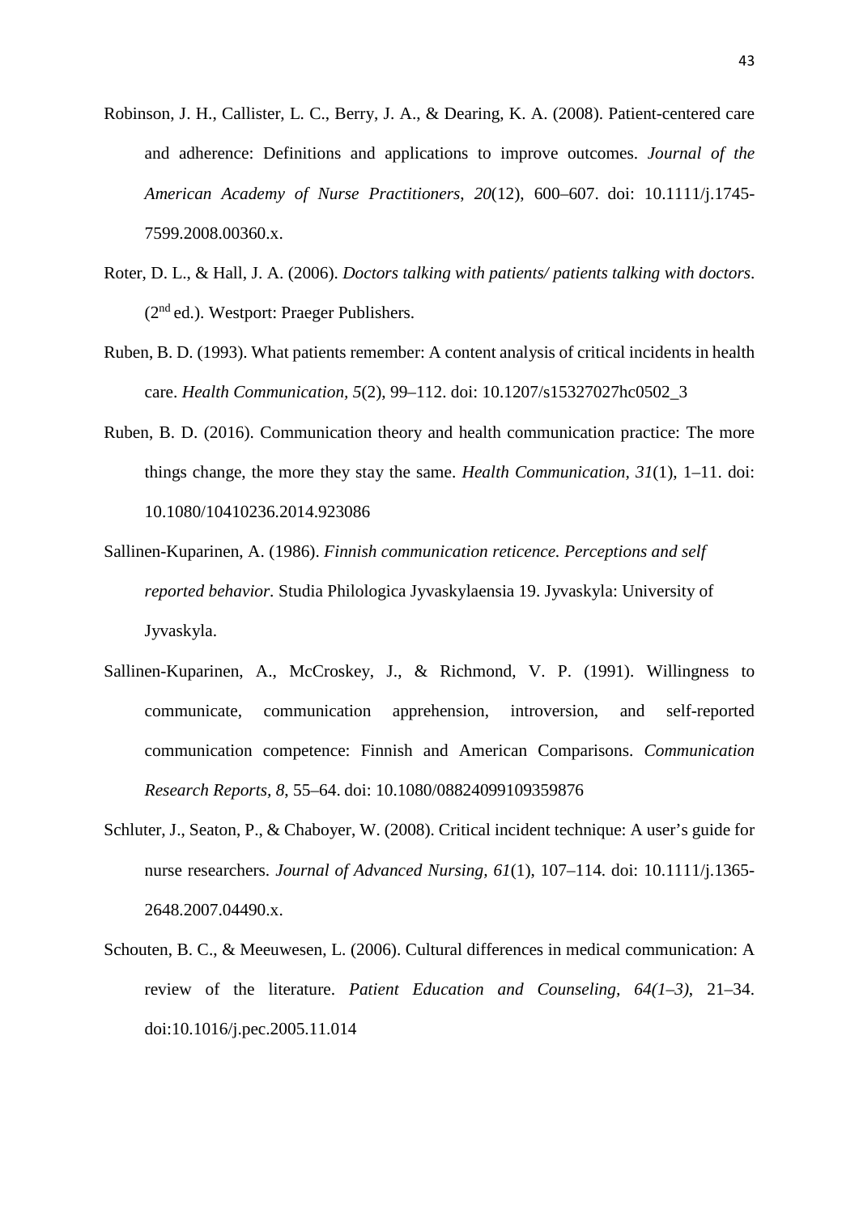Robinson, J. H., Callister, L. C., Berry, J. A., & Dearing, K. A. (2008). Patient-centered care and adherence: Definitions and applications to improve outcomes. *Journal of the American Academy of Nurse Practitioners*, *20*(12), 600–607. doi: 10.1111/j.1745-7599.2008.00360.x.

Roter, D. L., & Hall, J. A. (2006). *Doctors talking with patients/ patients talking with doctors*. (2nd ed.). Westport: Praeger Publishers.

Ruben, B. D. (1993). What patients remember: A content analysis of critical incidents in health care. *Health Communication, 5*(2), 99–112. doi: 10.1207/s15327027hc0502_3

Ruben, B. D. (2016). Communication theory and health communication practice: The more things change, the more they stay the same. *Health Communication*, *31*(1), 1–11. doi: 10.1080/10410236.2014.923086

Sallinen-Kuparinen, A. (1986). *Finnish communication reticence. Perceptions and self reported behavior*. Studia Philologica Jyvaskylaensia 19. Jyvaskyla: University of Jyvaskyla.

Sallinen-Kuparinen, A., McCroskey, J., & Richmond, V. P. (1991). Willingness to communicate, communication apprehension, introversion, and self-reported communication competence: Finnish and American Comparisons. *Communication Research Reports*, *8*, 55–64. doi: 10.1080/08824099109359876

Schluter, J., Seaton, P., & Chaboyer, W. (2008). Critical incident technique: A user's guide for nurse researchers. *Journal of Advanced Nursing, 61*(1), 107–114. doi: 10.1111/j.1365-2648.2007.04490.x.

Schouten, B. C., & Meeuwesen, L. (2006). Cultural differences in medical communication: A review of the literature. *Patient Education and Counseling, 64(1–3)*, 21–34. doi:10.1016/j.pec.2005.11.014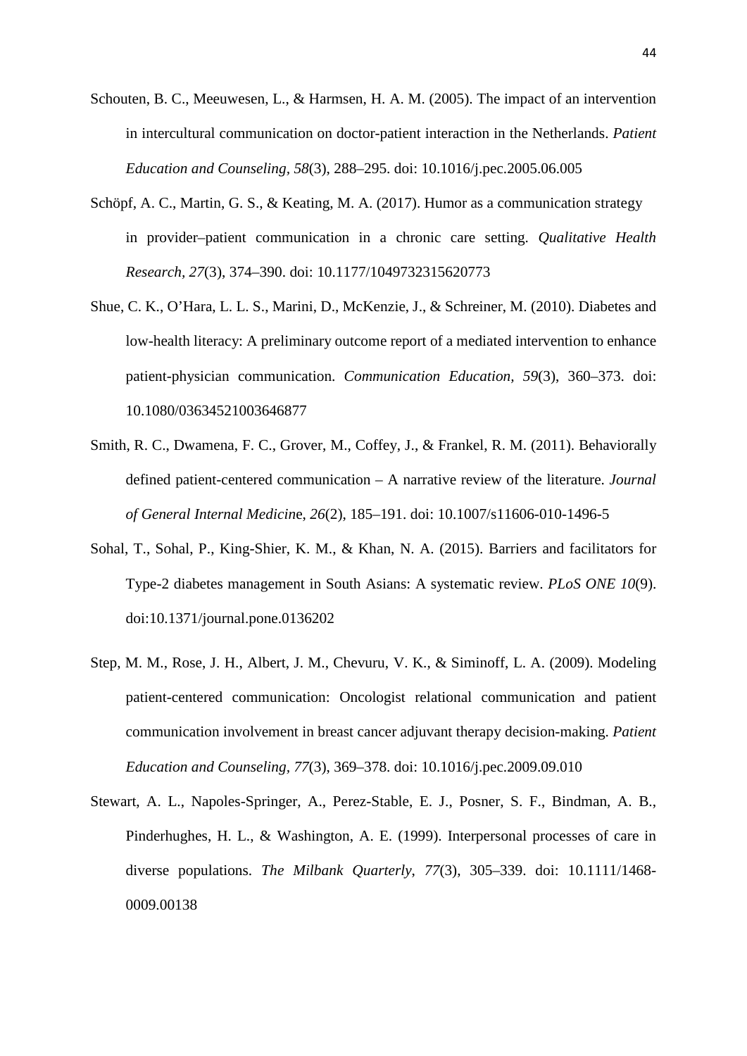Schouten, B. C., Meeuwesen, L., & Harmsen, H. A. M. (2005). The impact of an intervention in intercultural communication on doctor-patient interaction in the Netherlands. *Patient Education and Counseling*, *58*(3), 288–295. doi: 10.1016/j.pec.2005.06.005

Schöpf, A. C., Martin, G. S., & Keating, M. A. (2017). Humor as a communication strategy in provider–patient communication in a chronic care setting. *Qualitative Health Research, 27*(3), 374–390. doi: 10.1177/1049732315620773

Shue, C. K., O'Hara, L. L. S., Marini, D., McKenzie, J., & Schreiner, M. (2010). Diabetes and low-health literacy: A preliminary outcome report of a mediated intervention to enhance patient-physician communication. *Communication Education, 59*(3), 360–373. doi: 10.1080/03634521003646877

Smith, R. C., Dwamena, F. C., Grover, M., Coffey, J., & Frankel, R. M. (2011). Behaviorally defined patient-centered communication – A narrative review of the literature. *Journal of General Internal Medicin*e, *26*(2), 185–191. doi: 10.1007/s11606-010-1496-5

Sohal, T., Sohal, P., King-Shier, K. M., & Khan, N. A. (2015). Barriers and facilitators for Type-2 diabetes management in South Asians: A systematic review. *PLoS ONE 10*(9). doi:10.1371/journal.pone.0136202

Step, M. M., Rose, J. H., Albert, J. M., Chevuru, V. K., & Siminoff, L. A. (2009). Modeling patient-centered communication: Oncologist relational communication and patient communication involvement in breast cancer adjuvant therapy decision-making. *Patient Education and Counseling, 77*(3), 369–378. doi: 10.1016/j.pec.2009.09.010

Stewart, A. L., Napoles-Springer, A., Perez-Stable, E. J., Posner, S. F., Bindman, A. B., Pinderhughes, H. L., & Washington, A. E. (1999). Interpersonal processes of care in diverse populations. *The Milbank Quarterly, 77*(3), 305–339. doi: 10.1111/1468-0009.00138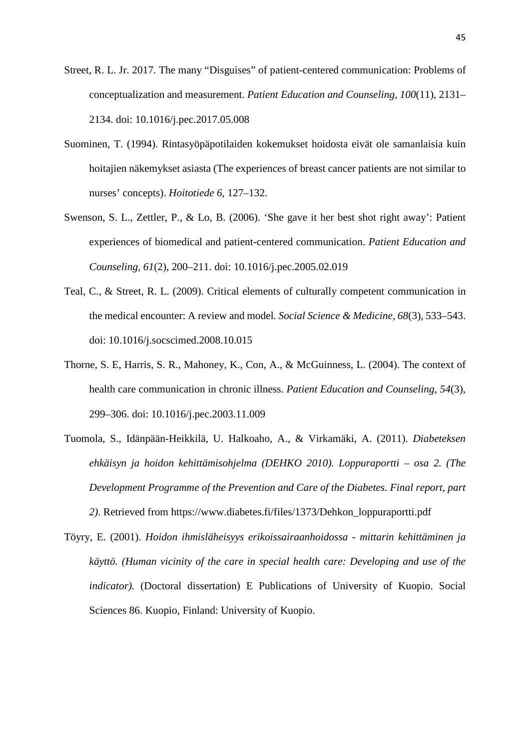Street, R. L. Jr. 2017. The many "Disguises" of patient-centered communication: Problems of conceptualization and measurement. *Patient Education and Counseling, 100*(11), 2131–2134. doi: 10.1016/j.pec.2017.05.008

Suominen, T. (1994). Rintasyöpäpotilaiden kokemukset hoidosta eivät ole samanlaisia kuin hoitajien näkemykset asiasta (The experiences of breast cancer patients are not similar to nurses' concepts). *Hoitotiede 6*, 127–132.

Swenson, S. L., Zettler, P., & Lo, B. (2006). 'She gave it her best shot right away': Patient experiences of biomedical and patient-centered communication. *Patient Education and Counseling, 61*(2), 200–211. doi: 10.1016/j.pec.2005.02.019

Teal, C., & Street, R. L. (2009). Critical elements of culturally competent communication in the medical encounter: A review and model. *Social Science & Medicine, 68*(3), 533–543. doi: 10.1016/j.socscimed.2008.10.015

Thorne, S. E, Harris, S. R., Mahoney, K., Con, A., & McGuinness, L. (2004). The context of health care communication in chronic illness. *Patient Education and Counseling*, *54*(3), 299–306. doi: 10.1016/j.pec.2003.11.009

Tuomola, S., Idänpään-Heikkilä, U. Halkoaho, A., & Virkamäki, A. (2011). *Diabeteksen ehkäisyn ja hoidon kehittämisohjelma (DEHKO 2010). Loppuraportti – osa 2. (The Development Programme of the Prevention and Care of the Diabetes. Final report, part 2)*. Retrieved from https://www.diabetes.fi/files/1373/Dehkon_loppuraportti.pdf

Töyry, E. (2001). *Hoidon ihmisläheisyys erikoissairaanhoidossa - mittarin kehittäminen ja käyttö. (Human vicinity of the care in special health care: Developing and use of the indicator).* (Doctoral dissertation) E Publications of University of Kuopio. Social Sciences 86. Kuopio, Finland: University of Kuopio.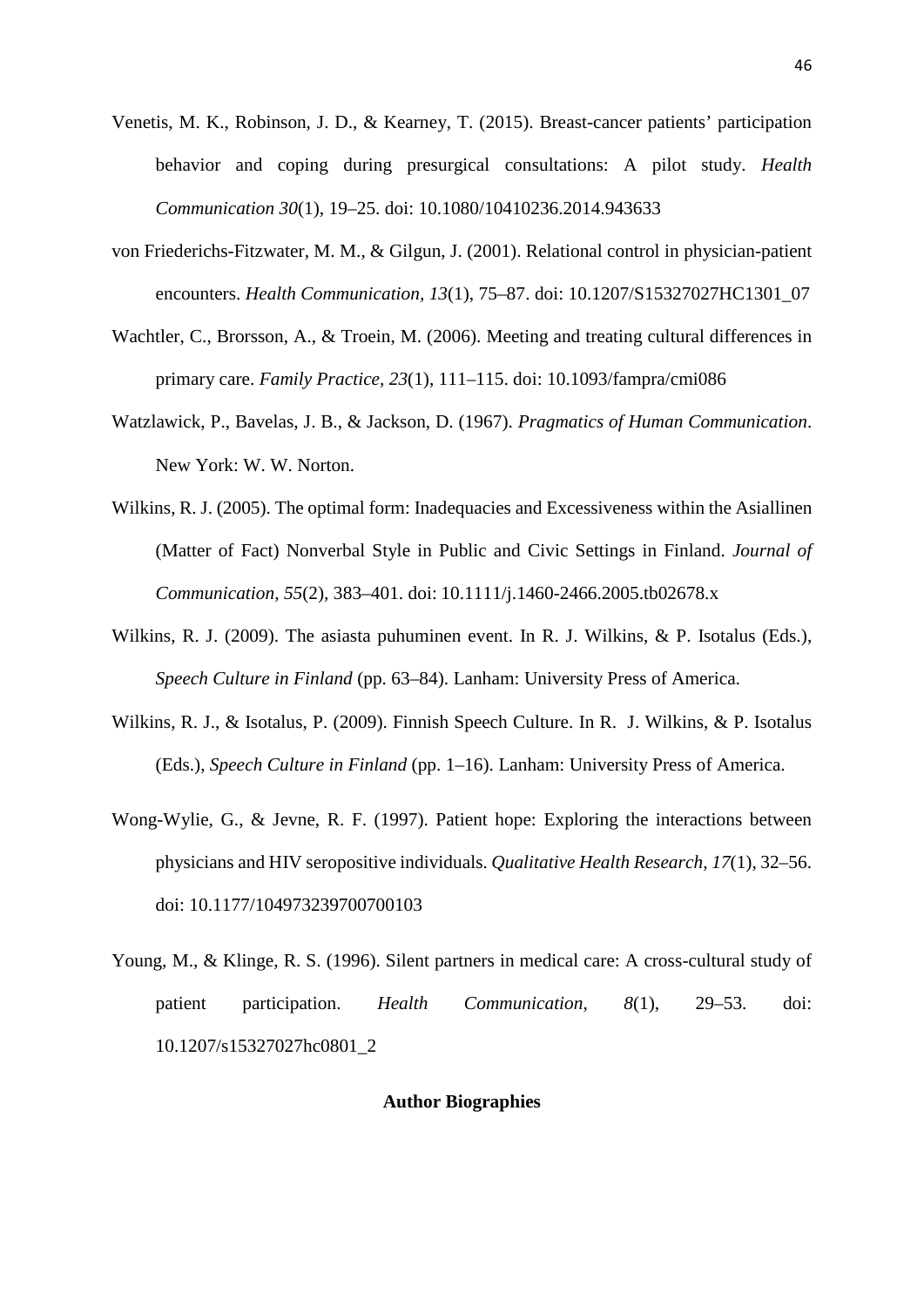Venetis, M. K., Robinson, J. D., & Kearney, T. (2015). Breast-cancer patients' participation behavior and coping during presurgical consultations: A pilot study. *Health Communication 30*(1), 19–25. doi: 10.1080/10410236.2014.943633

von Friederichs-Fitzwater, M. M., & Gilgun, J. (2001). Relational control in physician-patient encounters. *Health Communication, 13*(1), 75–87. doi: 10.1207/S15327027HC1301_07

Wachtler, C., Brorsson, A., & Troein, M. (2006). Meeting and treating cultural differences in primary care. *Family Practice, 23*(1), 111–115. doi: 10.1093/fampra/cmi086

Watzlawick, P., Bavelas, J. B., & Jackson, D. (1967). *Pragmatics of Human Communication*. New York: W. W. Norton.

Wilkins, R. J. (2005). The optimal form: Inadequacies and Excessiveness within the Asiallinen (Matter of Fact) Nonverbal Style in Public and Civic Settings in Finland. *Journal of Communication, 55*(2), 383–401. doi: 10.1111/j.1460-2466.2005.tb02678.x

Wilkins, R. J. (2009). The asiasta puhuminen event. In R. J. Wilkins, & P. Isotalus (Eds.), *Speech Culture in Finland* (pp. 63–84). Lanham: University Press of America.

Wilkins, R. J., & Isotalus, P. (2009). Finnish Speech Culture. In R. J. Wilkins, & P. Isotalus (Eds.), *Speech Culture in Finland* (pp. 1–16). Lanham: University Press of America.

Wong-Wylie, G., & Jevne, R. F. (1997). Patient hope: Exploring the interactions between physicians and HIV seropositive individuals. *Qualitative Health Research*, *17*(1), 32–56. doi: 10.1177/104973239700700103

Young, M., & Klinge, R. S. (1996). Silent partners in medical care: A cross-cultural study of patient participation. *Health Communication*, *8*(1), 29–53. doi: 10.1207/s15327027hc0801_2

**Author Biographies**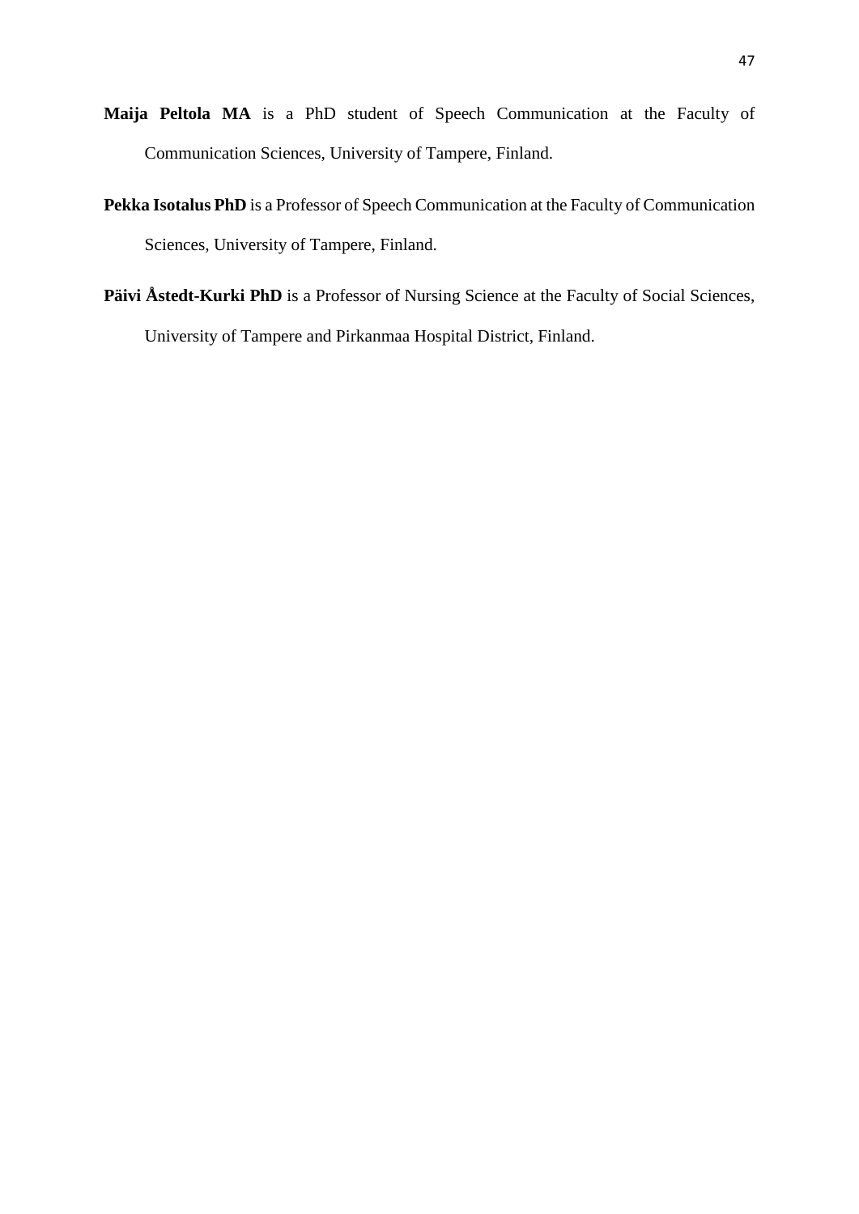**Maija Peltola MA** is a PhD student of Speech Communication at the Faculty of Communication Sciences, University of Tampere, Finland.

**Pekka Isotalus PhD** is a Professor of Speech Communication at the Faculty of Communication Sciences, University of Tampere, Finland.

**Päivi Åstedt-Kurki PhD** is a Professor of Nursing Science at the Faculty of Social Sciences, University of Tampere and Pirkanmaa Hospital District, Finland.